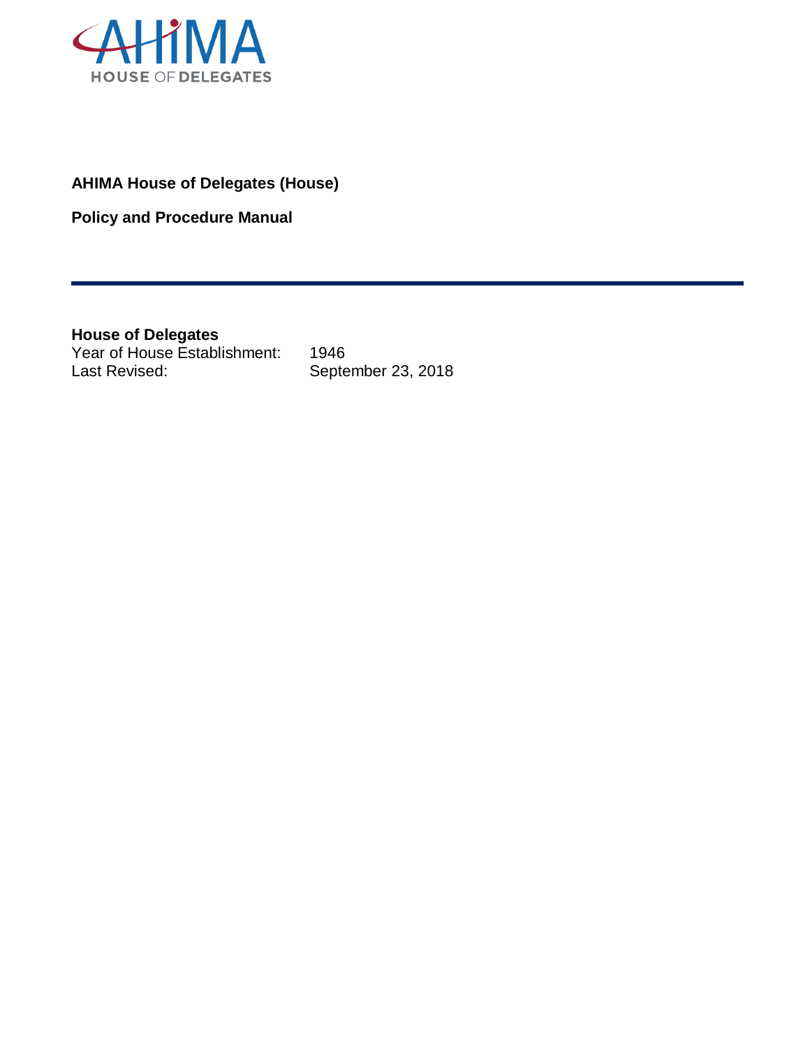AHIMA HOUSE OF DELEGATES

**AHIMA House of Delegates (House)**

**Policy and Procedure Manual**

---

**House of Delegates**

| | |
|---|---|
| Year of House Establishment: | 1946 |
| Last Revised: | September 23, 2018 |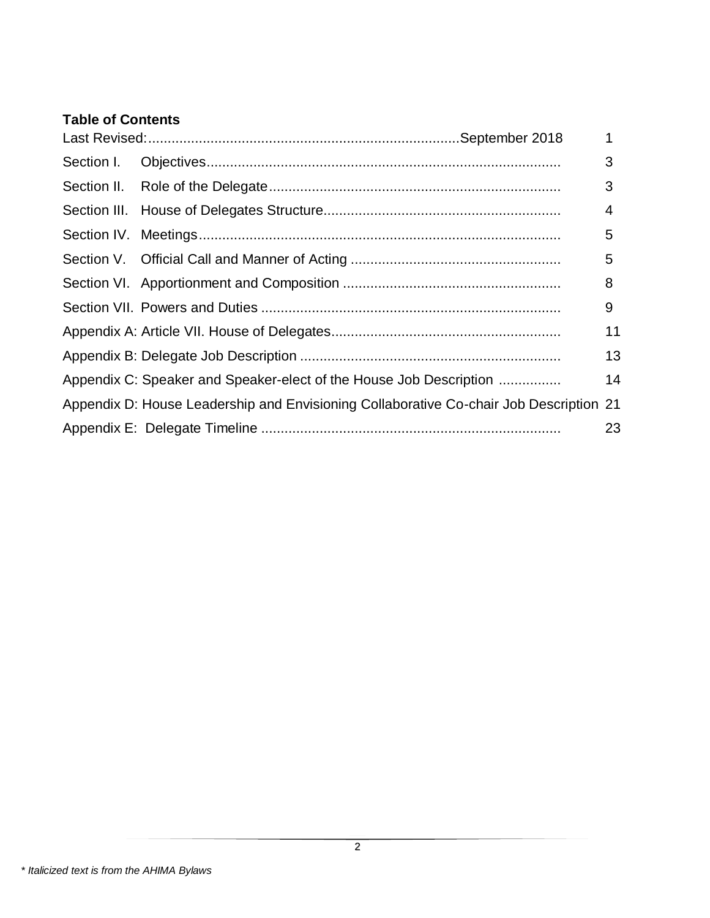**Table of Contents**

| | | |
|---|---|---|
| Last Revised: | September 2018 | 1 |
| Section I. | Objectives | 3 |
| Section II. | Role of the Delegate | 3 |
| Section III. | House of Delegates Structure | 4 |
| Section IV. | Meetings | 5 |
| Section V. | Official Call and Manner of Acting | 5 |
| Section VI. | Apportionment and Composition | 8 |
| Section VII. | Powers and Duties | 9 |
| Appendix A: | Article VII. House of Delegates | 11 |
| Appendix B: | Delegate Job Description | 13 |
| Appendix C: | Speaker and Speaker-elect of the House Job Description | 14 |
| Appendix D: | House Leadership and Envisioning Collaborative Co-chair Job Description | 21 |
| Appendix E: | Delegate Timeline | 23 |

*\* Italicized text is from the AHIMA Bylaws*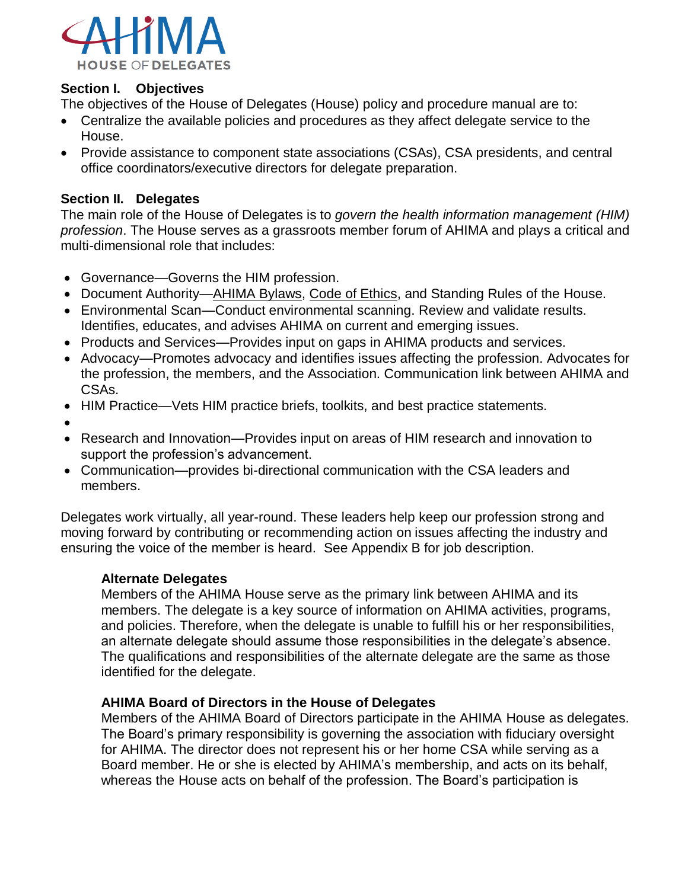## Section I. Objectives

The objectives of the House of Delegates (House) policy and procedure manual are to:

- Centralize the available policies and procedures as they affect delegate service to the House.
- Provide assistance to component state associations (CSAs), CSA presidents, and central office coordinators/executive directors for delegate preparation.

## Section II. Delegates

The main role of the House of Delegates is to *govern the health information management (HIM) profession*. The House serves as a grassroots member forum of AHIMA and plays a critical and multi-dimensional role that includes:

- Governance—Governs the HIM profession.
- Document Authority—AHIMA Bylaws, Code of Ethics, and Standing Rules of the House.
- Environmental Scan—Conduct environmental scanning. Review and validate results. Identifies, educates, and advises AHIMA on current and emerging issues.
- Products and Services—Provides input on gaps in AHIMA products and services.
- Advocacy—Promotes advocacy and identifies issues affecting the profession. Advocates for the profession, the members, and the Association. Communication link between AHIMA and CSAs.
- HIM Practice—Vets HIM practice briefs, toolkits, and best practice statements.
- 
- Research and Innovation—Provides input on areas of HIM research and innovation to support the profession's advancement.
- Communication—provides bi-directional communication with the CSA leaders and members.

Delegates work virtually, all year-round. These leaders help keep our profession strong and moving forward by contributing or recommending action on issues affecting the industry and ensuring the voice of the member is heard. See Appendix B for job description.

### Alternate Delegates

Members of the AHIMA House serve as the primary link between AHIMA and its members. The delegate is a key source of information on AHIMA activities, programs, and policies. Therefore, when the delegate is unable to fulfill his or her responsibilities, an alternate delegate should assume those responsibilities in the delegate's absence. The qualifications and responsibilities of the alternate delegate are the same as those identified for the delegate.

### AHIMA Board of Directors in the House of Delegates

Members of the AHIMA Board of Directors participate in the AHIMA House as delegates. The Board's primary responsibility is governing the association with fiduciary oversight for AHIMA. The director does not represent his or her home CSA while serving as a Board member. He or she is elected by AHIMA's membership, and acts on its behalf, whereas the House acts on behalf of the profession. The Board's participation is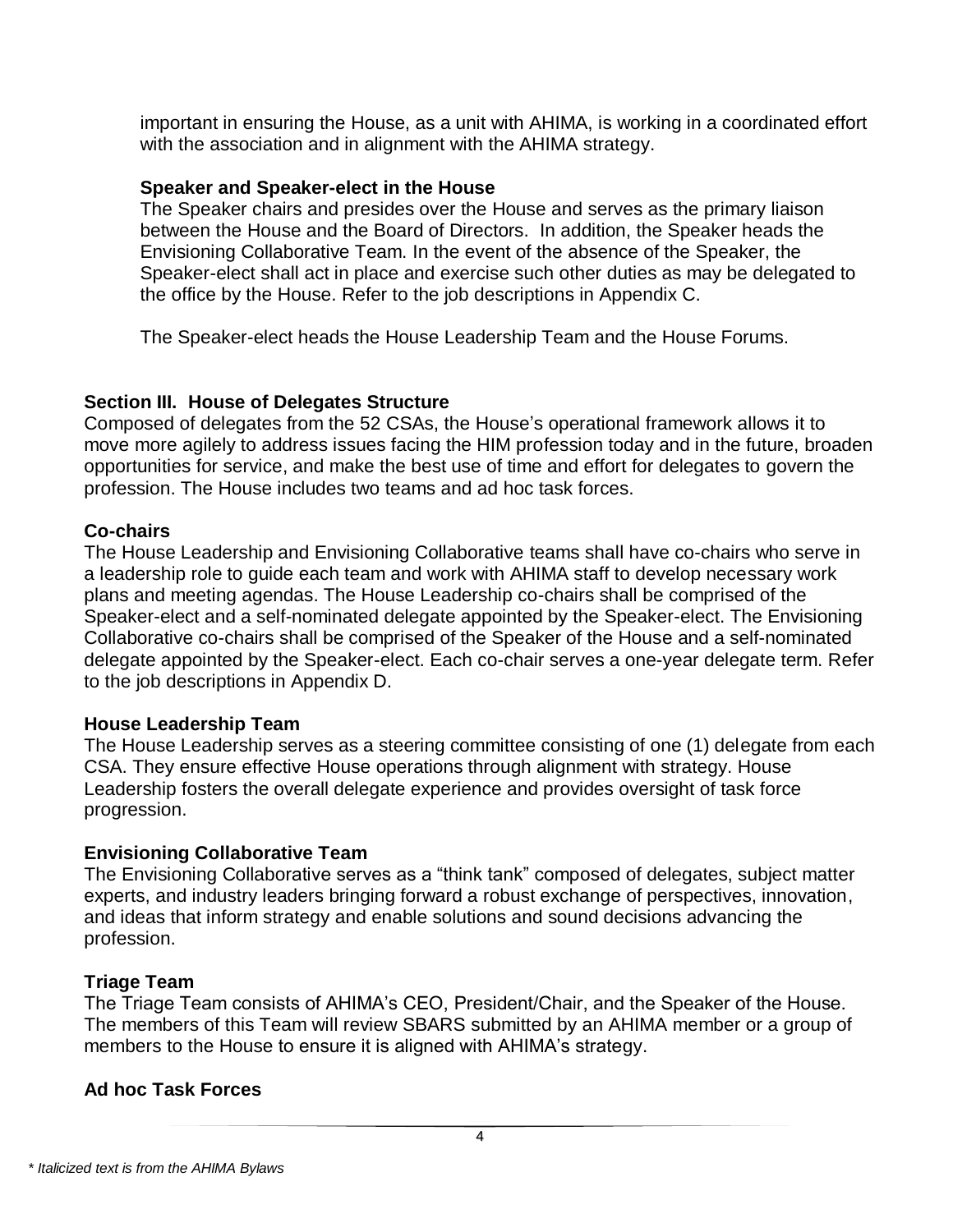important in ensuring the House, as a unit with AHIMA, is working in a coordinated effort with the association and in alignment with the AHIMA strategy.

**Speaker and Speaker-elect in the House**

The Speaker chairs and presides over the House and serves as the primary liaison between the House and the Board of Directors. In addition, the Speaker heads the Envisioning Collaborative Team. In the event of the absence of the Speaker, the Speaker-elect shall act in place and exercise such other duties as may be delegated to the office by the House. Refer to the job descriptions in Appendix C.

The Speaker-elect heads the House Leadership Team and the House Forums.

### Section III. House of Delegates Structure

Composed of delegates from the 52 CSAs, the House's operational framework allows it to move more agilely to address issues facing the HIM profession today and in the future, broaden opportunities for service, and make the best use of time and effort for delegates to govern the profession. The House includes two teams and ad hoc task forces.

**Co-chairs**

The House Leadership and Envisioning Collaborative teams shall have co-chairs who serve in a leadership role to guide each team and work with AHIMA staff to develop necessary work plans and meeting agendas. The House Leadership co-chairs shall be comprised of the Speaker-elect and a self-nominated delegate appointed by the Speaker-elect. The Envisioning Collaborative co-chairs shall be comprised of the Speaker of the House and a self-nominated delegate appointed by the Speaker-elect. Each co-chair serves a one-year delegate term. Refer to the job descriptions in Appendix D.

**House Leadership Team**

The House Leadership serves as a steering committee consisting of one (1) delegate from each CSA. They ensure effective House operations through alignment with strategy. House Leadership fosters the overall delegate experience and provides oversight of task force progression.

**Envisioning Collaborative Team**

The Envisioning Collaborative serves as a "think tank" composed of delegates, subject matter experts, and industry leaders bringing forward a robust exchange of perspectives, innovation, and ideas that inform strategy and enable solutions and sound decisions advancing the profession.

**Triage Team**

The Triage Team consists of AHIMA's CEO, President/Chair, and the Speaker of the House. The members of this Team will review SBARS submitted by an AHIMA member or a group of members to the House to ensure it is aligned with AHIMA's strategy.

**Ad hoc Task Forces**

*\* Italicized text is from the AHIMA Bylaws*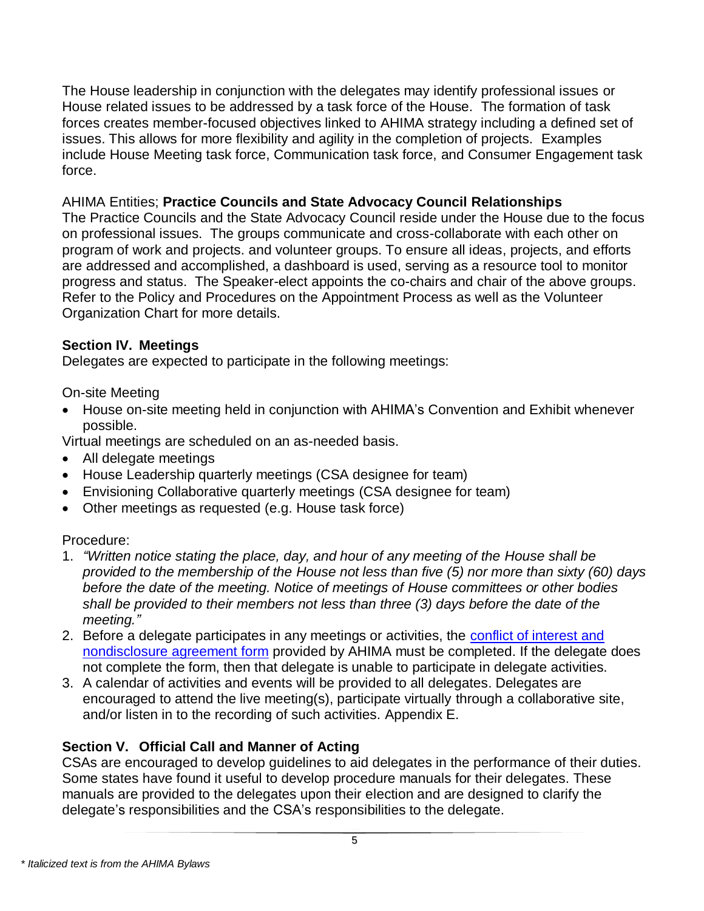The House leadership in conjunction with the delegates may identify professional issues or House related issues to be addressed by a task force of the House. The formation of task forces creates member-focused objectives linked to AHIMA strategy including a defined set of issues. This allows for more flexibility and agility in the completion of projects. Examples include House Meeting task force, Communication task force, and Consumer Engagement task force.

AHIMA Entities; **Practice Councils and State Advocacy Council Relationships**
The Practice Councils and the State Advocacy Council reside under the House due to the focus on professional issues. The groups communicate and cross-collaborate with each other on program of work and projects. and volunteer groups. To ensure all ideas, projects, and efforts are addressed and accomplished, a dashboard is used, serving as a resource tool to monitor progress and status. The Speaker-elect appoints the co-chairs and chair of the above groups. Refer to the Policy and Procedures on the Appointment Process as well as the Volunteer Organization Chart for more details.

### Section IV. Meetings

Delegates are expected to participate in the following meetings:

On-site Meeting

- House on-site meeting held in conjunction with AHIMA's Convention and Exhibit whenever possible.

Virtual meetings are scheduled on an as-needed basis.

- All delegate meetings
- House Leadership quarterly meetings (CSA designee for team)
- Envisioning Collaborative quarterly meetings (CSA designee for team)
- Other meetings as requested (e.g. House task force)

Procedure:

1. *"Written notice stating the place, day, and hour of any meeting of the House shall be provided to the membership of the House not less than five (5) nor more than sixty (60) days before the date of the meeting. Notice of meetings of House committees or other bodies shall be provided to their members not less than three (3) days before the date of the meeting."*
2. Before a delegate participates in any meetings or activities, the conflict of interest and nondisclosure agreement form provided by AHIMA must be completed. If the delegate does not complete the form, then that delegate is unable to participate in delegate activities.
3. A calendar of activities and events will be provided to all delegates. Delegates are encouraged to attend the live meeting(s), participate virtually through a collaborative site, and/or listen in to the recording of such activities. Appendix E.

### Section V. Official Call and Manner of Acting

CSAs are encouraged to develop guidelines to aid delegates in the performance of their duties. Some states have found it useful to develop procedure manuals for their delegates. These manuals are provided to the delegates upon their election and are designed to clarify the delegate's responsibilities and the CSA's responsibilities to the delegate.

*\* Italicized text is from the AHIMA Bylaws*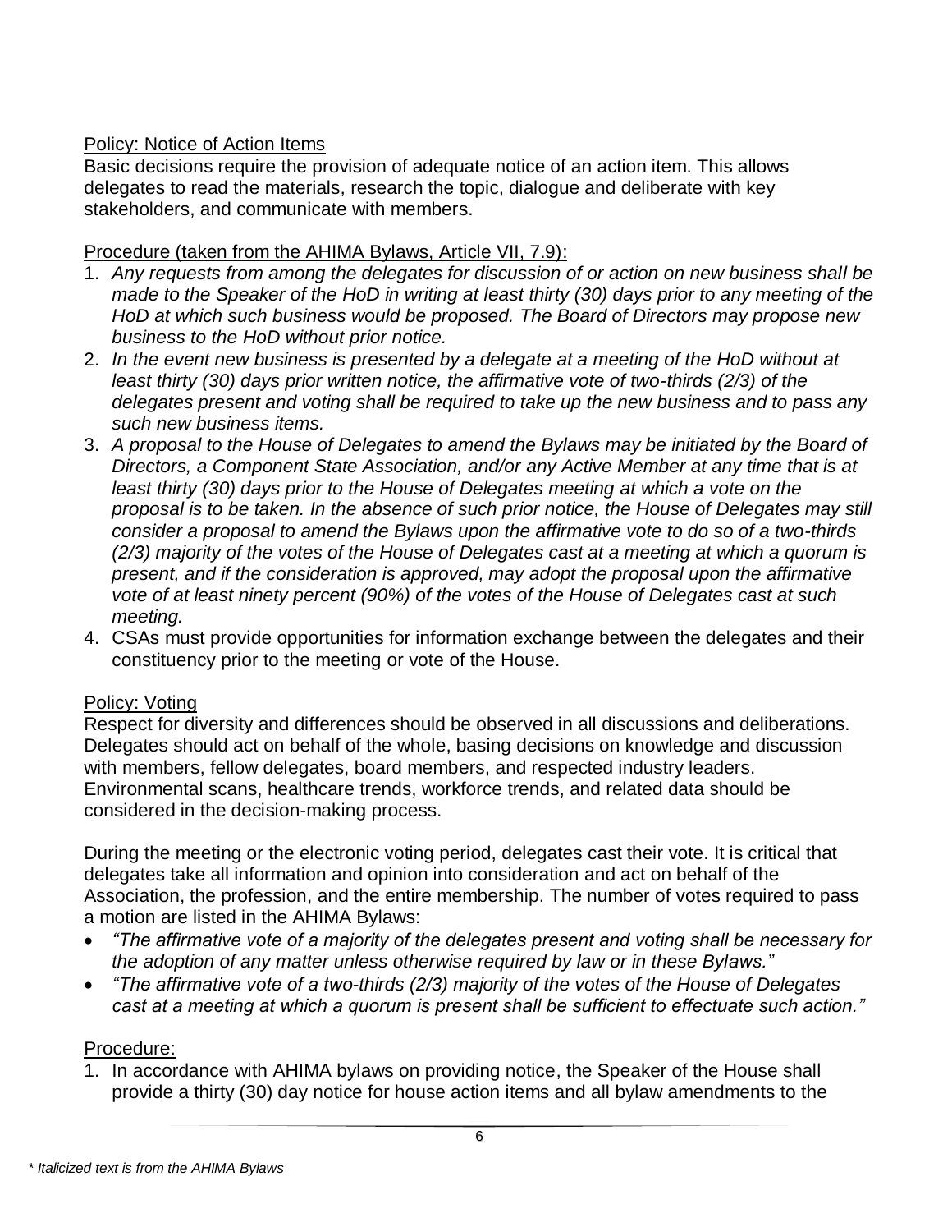Policy: Notice of Action Items

Basic decisions require the provision of adequate notice of an action item. This allows delegates to read the materials, research the topic, dialogue and deliberate with key stakeholders, and communicate with members.

Procedure (taken from the AHIMA Bylaws, Article VII, 7.9):

1. *Any requests from among the delegates for discussion of or action on new business shall be made to the Speaker of the HoD in writing at least thirty (30) days prior to any meeting of the HoD at which such business would be proposed. The Board of Directors may propose new business to the HoD without prior notice.*
2. *In the event new business is presented by a delegate at a meeting of the HoD without at least thirty (30) days prior written notice, the affirmative vote of two-thirds (2/3) of the delegates present and voting shall be required to take up the new business and to pass any such new business items.*
3. *A proposal to the House of Delegates to amend the Bylaws may be initiated by the Board of Directors, a Component State Association, and/or any Active Member at any time that is at least thirty (30) days prior to the House of Delegates meeting at which a vote on the proposal is to be taken. In the absence of such prior notice, the House of Delegates may still consider a proposal to amend the Bylaws upon the affirmative vote to do so of a two-thirds (2/3) majority of the votes of the House of Delegates cast at a meeting at which a quorum is present, and if the consideration is approved, may adopt the proposal upon the affirmative vote of at least ninety percent (90%) of the votes of the House of Delegates cast at such meeting.*
4. CSAs must provide opportunities for information exchange between the delegates and their constituency prior to the meeting or vote of the House.

Policy: Voting

Respect for diversity and differences should be observed in all discussions and deliberations. Delegates should act on behalf of the whole, basing decisions on knowledge and discussion with members, fellow delegates, board members, and respected industry leaders. Environmental scans, healthcare trends, workforce trends, and related data should be considered in the decision-making process.

During the meeting or the electronic voting period, delegates cast their vote. It is critical that delegates take all information and opinion into consideration and act on behalf of the Association, the profession, and the entire membership. The number of votes required to pass a motion are listed in the AHIMA Bylaws:

- *"The affirmative vote of a majority of the delegates present and voting shall be necessary for the adoption of any matter unless otherwise required by law or in these Bylaws."*
- *"The affirmative vote of a two-thirds (2/3) majority of the votes of the House of Delegates cast at a meeting at which a quorum is present shall be sufficient to effectuate such action."*

Procedure:

1. In accordance with AHIMA bylaws on providing notice, the Speaker of the House shall provide a thirty (30) day notice for house action items and all bylaw amendments to the

*\* Italicized text is from the AHIMA Bylaws*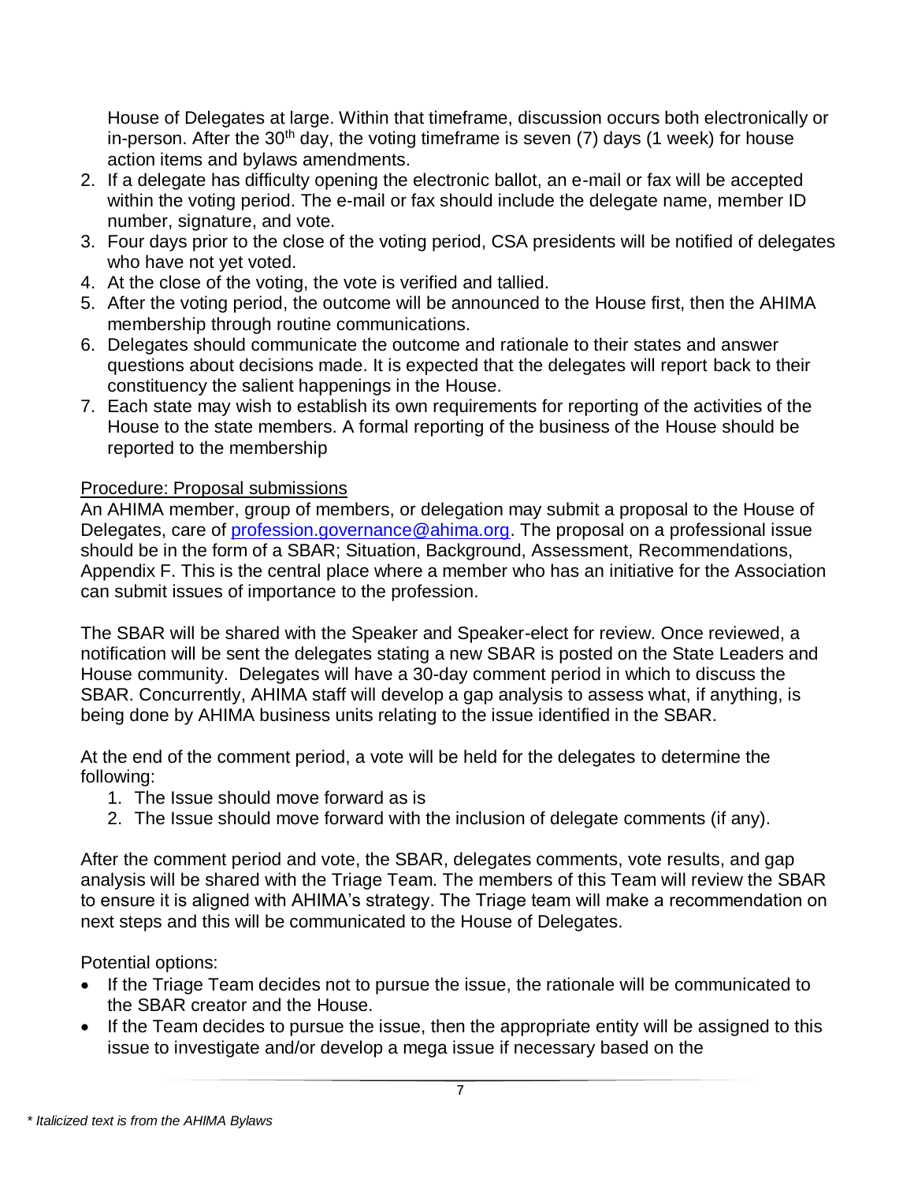House of Delegates at large. Within that timeframe, discussion occurs both electronically or in-person. After the 30th day, the voting timeframe is seven (7) days (1 week) for house action items and bylaws amendments.

2. If a delegate has difficulty opening the electronic ballot, an e-mail or fax will be accepted within the voting period. The e-mail or fax should include the delegate name, member ID number, signature, and vote.
3. Four days prior to the close of the voting period, CSA presidents will be notified of delegates who have not yet voted.
4. At the close of the voting, the vote is verified and tallied.
5. After the voting period, the outcome will be announced to the House first, then the AHIMA membership through routine communications.
6. Delegates should communicate the outcome and rationale to their states and answer questions about decisions made. It is expected that the delegates will report back to their constituency the salient happenings in the House.
7. Each state may wish to establish its own requirements for reporting of the activities of the House to the state members. A formal reporting of the business of the House should be reported to the membership

Procedure: Proposal submissions

An AHIMA member, group of members, or delegation may submit a proposal to the House of Delegates, care of profession.governance@ahima.org. The proposal on a professional issue should be in the form of a SBAR; Situation, Background, Assessment, Recommendations, Appendix F. This is the central place where a member who has an initiative for the Association can submit issues of importance to the profession.

The SBAR will be shared with the Speaker and Speaker-elect for review. Once reviewed, a notification will be sent the delegates stating a new SBAR is posted on the State Leaders and House community. Delegates will have a 30-day comment period in which to discuss the SBAR. Concurrently, AHIMA staff will develop a gap analysis to assess what, if anything, is being done by AHIMA business units relating to the issue identified in the SBAR.

At the end of the comment period, a vote will be held for the delegates to determine the following:

1. The Issue should move forward as is
2. The Issue should move forward with the inclusion of delegate comments (if any).

After the comment period and vote, the SBAR, delegates comments, vote results, and gap analysis will be shared with the Triage Team. The members of this Team will review the SBAR to ensure it is aligned with AHIMA's strategy. The Triage team will make a recommendation on next steps and this will be communicated to the House of Delegates.

Potential options:

- If the Triage Team decides not to pursue the issue, the rationale will be communicated to the SBAR creator and the House.
- If the Team decides to pursue the issue, then the appropriate entity will be assigned to this issue to investigate and/or develop a mega issue if necessary based on the

*\* Italicized text is from the AHIMA Bylaws*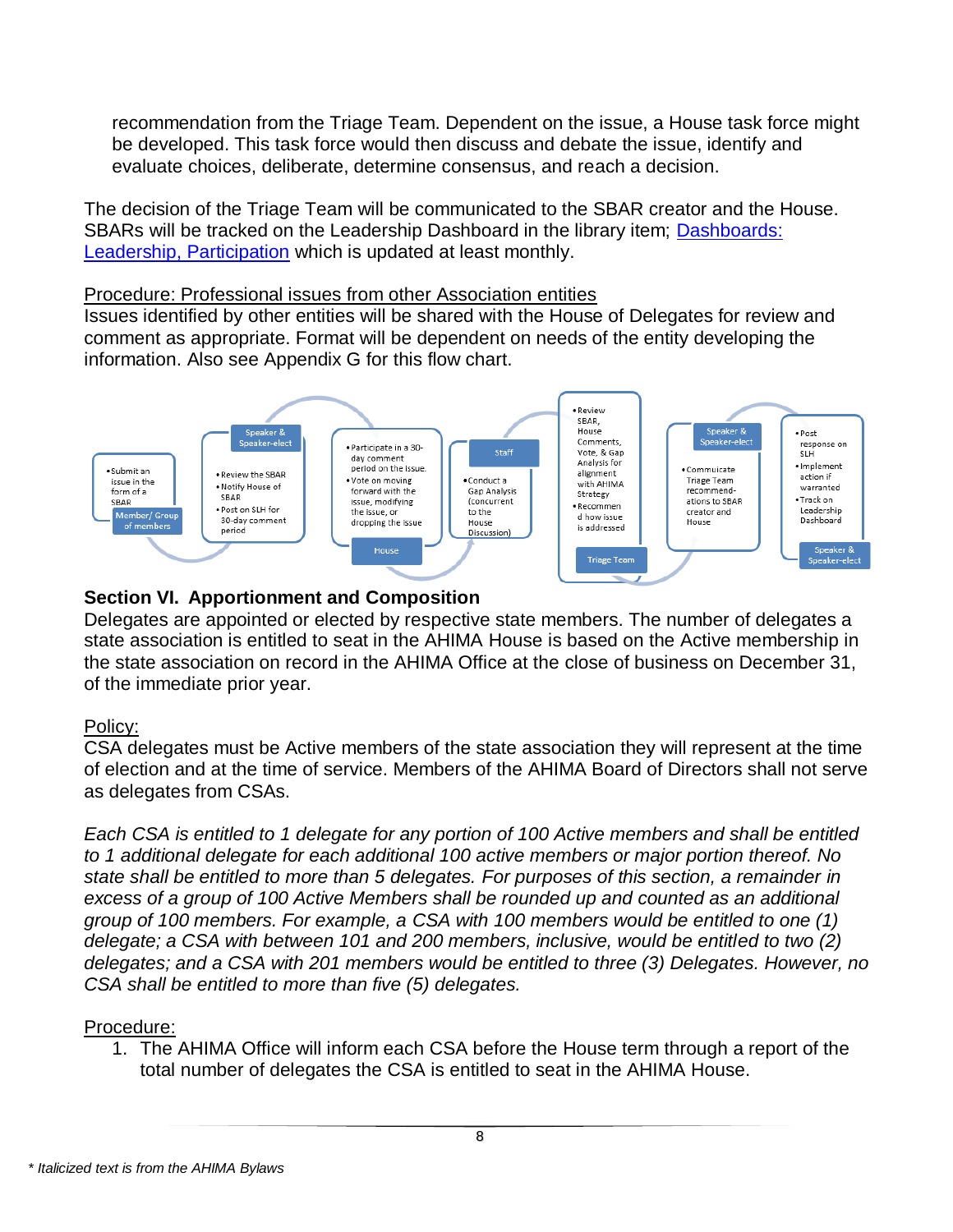recommendation from the Triage Team. Dependent on the issue, a House task force might be developed. This task force would then discuss and debate the issue, identify and evaluate choices, deliberate, determine consensus, and reach a decision.

The decision of the Triage Team will be communicated to the SBAR creator and the House. SBARs will be tracked on the Leadership Dashboard in the library item; Dashboards: Leadership, Participation which is updated at least monthly.

Procedure: Professional issues from other Association entities

Issues identified by other entities will be shared with the House of Delegates for review and comment as appropriate. Format will be dependent on needs of the entity developing the information. Also see Appendix G for this flow chart.

**Member/ Group of members**
- Submit an issue in the form of a SBAR

**Speaker & Speaker-elect**
- Review the SBAR
- Notify House of SBAR
- Post on SLH for 30-day comment period

**House**
- Participate in a 30-day comment period on the issue.
- Vote on moving forward with the issue, modifying the issue, or dropping the issue

**Staff**
- Conduct a Gap Analysis (concurrent to the House Discussion)

**Triage Team**
- Review SBAR, House Comments, Vote, & Gap Analysis for alignment with AHIMA Strategy
- Recommend how issue is addressed

**Speaker & Speaker-elect**
- Communicate Triage Team recommend-ations to SBAR creator and House

**Speaker & Speaker-elect**
- Post response on SLH
- Implement action if warranted
- Track on Leadership Dashboard

## Section VI. Apportionment and Composition

Delegates are appointed or elected by respective state members. The number of delegates a state association is entitled to seat in the AHIMA House is based on the Active membership in the state association on record in the AHIMA Office at the close of business on December 31, of the immediate prior year.

Policy:

CSA delegates must be Active members of the state association they will represent at the time of election and at the time of service. Members of the AHIMA Board of Directors shall not serve as delegates from CSAs.

*Each CSA is entitled to 1 delegate for any portion of 100 Active members and shall be entitled to 1 additional delegate for each additional 100 active members or major portion thereof. No state shall be entitled to more than 5 delegates. For purposes of this section, a remainder in excess of a group of 100 Active Members shall be rounded up and counted as an additional group of 100 members. For example, a CSA with 100 members would be entitled to one (1) delegate; a CSA with between 101 and 200 members, inclusive, would be entitled to two (2) delegates; and a CSA with 201 members would be entitled to three (3) Delegates. However, no CSA shall be entitled to more than five (5) delegates.*

Procedure:

1. The AHIMA Office will inform each CSA before the House term through a report of the total number of delegates the CSA is entitled to seat in the AHIMA House.

*\* Italicized text is from the AHIMA Bylaws*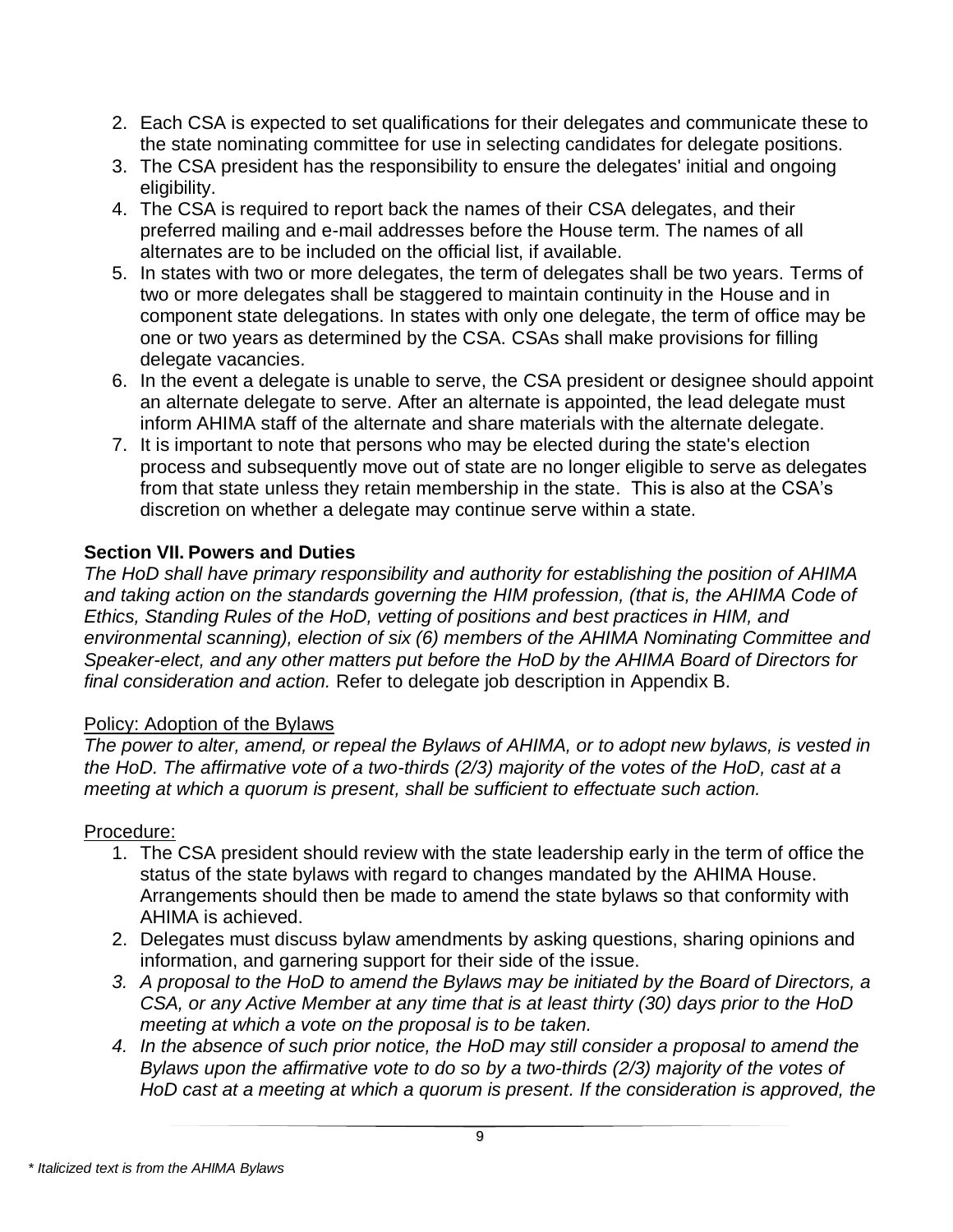2. Each CSA is expected to set qualifications for their delegates and communicate these to the state nominating committee for use in selecting candidates for delegate positions.
3. The CSA president has the responsibility to ensure the delegates' initial and ongoing eligibility.
4. The CSA is required to report back the names of their CSA delegates, and their preferred mailing and e-mail addresses before the House term. The names of all alternates are to be included on the official list, if available.
5. In states with two or more delegates, the term of delegates shall be two years. Terms of two or more delegates shall be staggered to maintain continuity in the House and in component state delegations. In states with only one delegate, the term of office may be one or two years as determined by the CSA. CSAs shall make provisions for filling delegate vacancies.
6. In the event a delegate is unable to serve, the CSA president or designee should appoint an alternate delegate to serve. After an alternate is appointed, the lead delegate must inform AHIMA staff of the alternate and share materials with the alternate delegate.
7. It is important to note that persons who may be elected during the state's election process and subsequently move out of state are no longer eligible to serve as delegates from that state unless they retain membership in the state. This is also at the CSA's discretion on whether a delegate may continue serve within a state.

**Section VII. Powers and Duties**

*The HoD shall have primary responsibility and authority for establishing the position of AHIMA and taking action on the standards governing the HIM profession, (that is, the AHIMA Code of Ethics, Standing Rules of the HoD, vetting of positions and best practices in HIM, and environmental scanning), election of six (6) members of the AHIMA Nominating Committee and Speaker-elect, and any other matters put before the HoD by the AHIMA Board of Directors for final consideration and action.* Refer to delegate job description in Appendix B.

Policy: Adoption of the Bylaws

*The power to alter, amend, or repeal the Bylaws of AHIMA, or to adopt new bylaws, is vested in the HoD. The affirmative vote of a two-thirds (2/3) majority of the votes of the HoD, cast at a meeting at which a quorum is present, shall be sufficient to effectuate such action.*

Procedure:

1. The CSA president should review with the state leadership early in the term of office the status of the state bylaws with regard to changes mandated by the AHIMA House. Arrangements should then be made to amend the state bylaws so that conformity with AHIMA is achieved.
2. Delegates must discuss bylaw amendments by asking questions, sharing opinions and information, and garnering support for their side of the issue.
3. *A proposal to the HoD to amend the Bylaws may be initiated by the Board of Directors, a CSA, or any Active Member at any time that is at least thirty (30) days prior to the HoD meeting at which a vote on the proposal is to be taken.*
4. *In the absence of such prior notice, the HoD may still consider a proposal to amend the Bylaws upon the affirmative vote to do so by a two-thirds (2/3) majority of the votes of HoD cast at a meeting at which a quorum is present. If the consideration is approved, the*

*\* Italicized text is from the AHIMA Bylaws*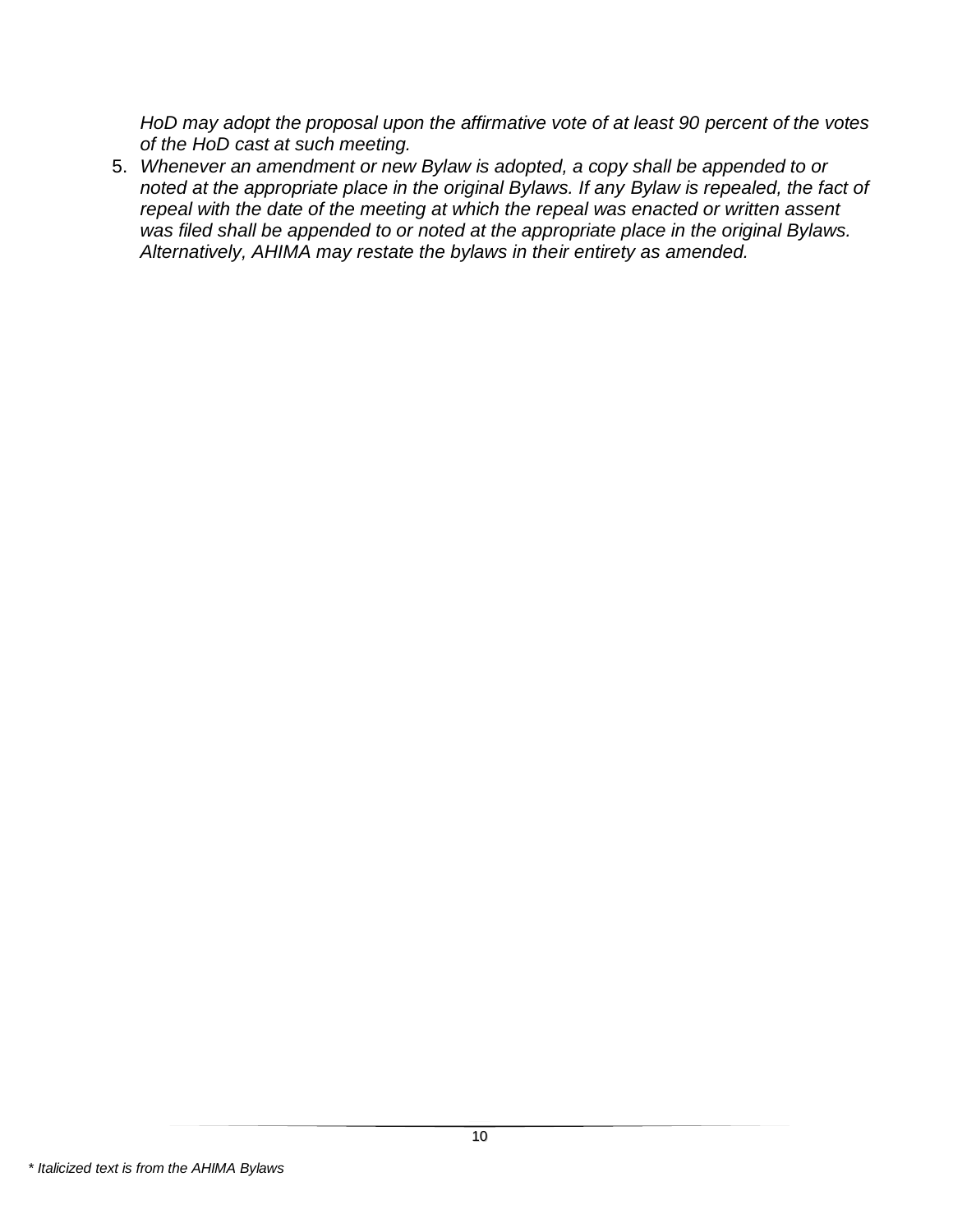*HoD may adopt the proposal upon the affirmative vote of at least 90 percent of the votes of the HoD cast at such meeting.*

5. *Whenever an amendment or new Bylaw is adopted, a copy shall be appended to or noted at the appropriate place in the original Bylaws. If any Bylaw is repealed, the fact of repeal with the date of the meeting at which the repeal was enacted or written assent was filed shall be appended to or noted at the appropriate place in the original Bylaws. Alternatively, AHIMA may restate the bylaws in their entirety as amended.*

*\* Italicized text is from the AHIMA Bylaws*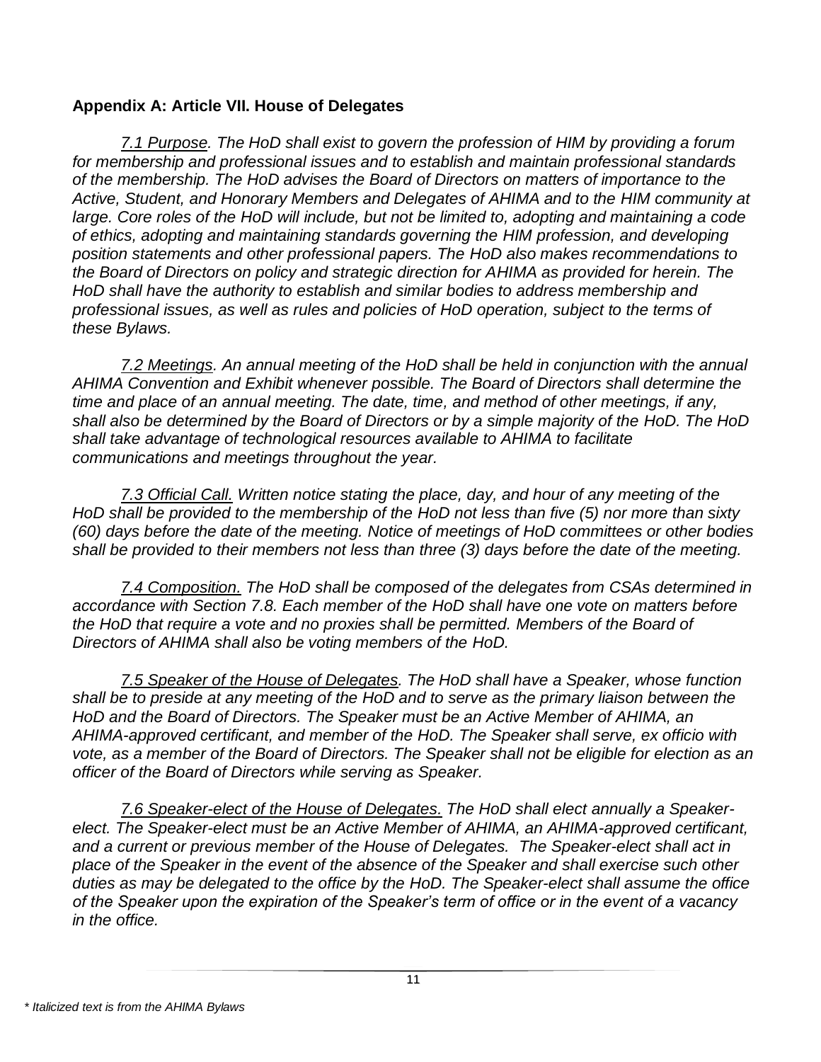**Appendix A: Article VII. House of Delegates**

*<u>7.1 Purpose</u>. The HoD shall exist to govern the profession of HIM by providing a forum for membership and professional issues and to establish and maintain professional standards of the membership. The HoD advises the Board of Directors on matters of importance to the Active, Student, and Honorary Members and Delegates of AHIMA and to the HIM community at large. Core roles of the HoD will include, but not be limited to, adopting and maintaining a code of ethics, adopting and maintaining standards governing the HIM profession, and developing position statements and other professional papers. The HoD also makes recommendations to the Board of Directors on policy and strategic direction for AHIMA as provided for herein. The HoD shall have the authority to establish and similar bodies to address membership and professional issues, as well as rules and policies of HoD operation, subject to the terms of these Bylaws.*

*<u>7.2 Meetings</u>. An annual meeting of the HoD shall be held in conjunction with the annual AHIMA Convention and Exhibit whenever possible. The Board of Directors shall determine the time and place of an annual meeting. The date, time, and method of other meetings, if any, shall also be determined by the Board of Directors or by a simple majority of the HoD. The HoD shall take advantage of technological resources available to AHIMA to facilitate communications and meetings throughout the year.*

*<u>7.3 Official Call.</u> Written notice stating the place, day, and hour of any meeting of the HoD shall be provided to the membership of the HoD not less than five (5) nor more than sixty (60) days before the date of the meeting. Notice of meetings of HoD committees or other bodies shall be provided to their members not less than three (3) days before the date of the meeting.*

*<u>7.4 Composition.</u> The HoD shall be composed of the delegates from CSAs determined in accordance with Section 7.8. Each member of the HoD shall have one vote on matters before the HoD that require a vote and no proxies shall be permitted. Members of the Board of Directors of AHIMA shall also be voting members of the HoD.*

*<u>7.5 Speaker of the House of Delegates</u>. The HoD shall have a Speaker, whose function shall be to preside at any meeting of the HoD and to serve as the primary liaison between the HoD and the Board of Directors. The Speaker must be an Active Member of AHIMA, an AHIMA-approved certificant, and member of the HoD. The Speaker shall serve, ex officio with vote, as a member of the Board of Directors. The Speaker shall not be eligible for election as an officer of the Board of Directors while serving as Speaker.*

*<u>7.6 Speaker-elect of the House of Delegates.</u> The HoD shall elect annually a Speaker-elect. The Speaker-elect must be an Active Member of AHIMA, an AHIMA-approved certificant, and a current or previous member of the House of Delegates. The Speaker-elect shall act in place of the Speaker in the event of the absence of the Speaker and shall exercise such other duties as may be delegated to the office by the HoD. The Speaker-elect shall assume the office of the Speaker upon the expiration of the Speaker's term of office or in the event of a vacancy in the office.*

*\* Italicized text is from the AHIMA Bylaws*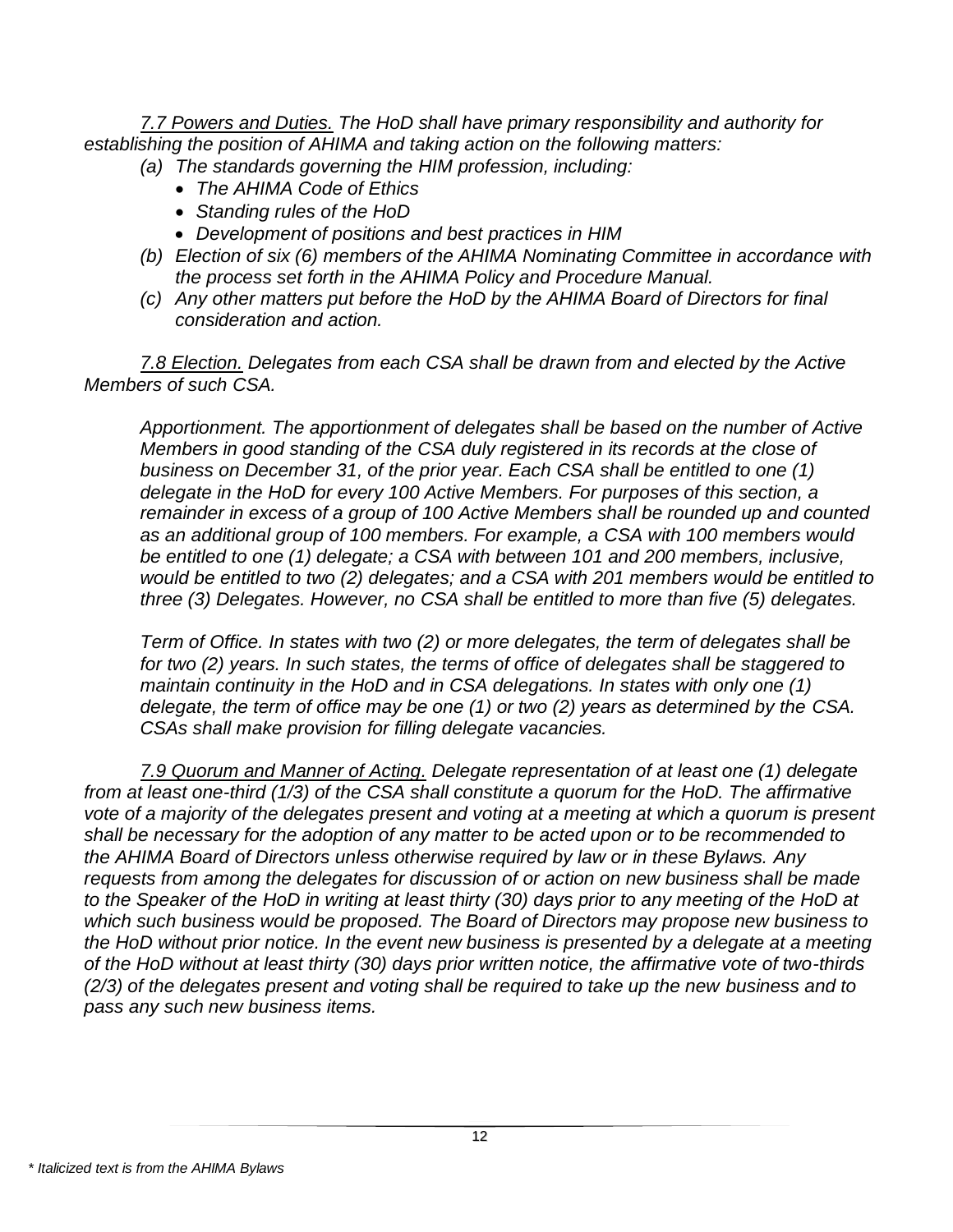*<u>7.7 Powers and Duties.</u> The HoD shall have primary responsibility and authority for establishing the position of AHIMA and taking action on the following matters:*

- *(a) The standards governing the HIM profession, including:*
  - *The AHIMA Code of Ethics*
  - *Standing rules of the HoD*
  - *Development of positions and best practices in HIM*
- *(b) Election of six (6) members of the AHIMA Nominating Committee in accordance with the process set forth in the AHIMA Policy and Procedure Manual.*
- *(c) Any other matters put before the HoD by the AHIMA Board of Directors for final consideration and action.*

*<u>7.8 Election.</u> Delegates from each CSA shall be drawn from and elected by the Active Members of such CSA.*

*Apportionment. The apportionment of delegates shall be based on the number of Active Members in good standing of the CSA duly registered in its records at the close of business on December 31, of the prior year. Each CSA shall be entitled to one (1) delegate in the HoD for every 100 Active Members. For purposes of this section, a remainder in excess of a group of 100 Active Members shall be rounded up and counted as an additional group of 100 members. For example, a CSA with 100 members would be entitled to one (1) delegate; a CSA with between 101 and 200 members, inclusive, would be entitled to two (2) delegates; and a CSA with 201 members would be entitled to three (3) Delegates. However, no CSA shall be entitled to more than five (5) delegates.*

*Term of Office. In states with two (2) or more delegates, the term of delegates shall be for two (2) years. In such states, the terms of office of delegates shall be staggered to maintain continuity in the HoD and in CSA delegations. In states with only one (1) delegate, the term of office may be one (1) or two (2) years as determined by the CSA. CSAs shall make provision for filling delegate vacancies.*

*<u>7.9 Quorum and Manner of Acting.</u> Delegate representation of at least one (1) delegate from at least one-third (1/3) of the CSA shall constitute a quorum for the HoD. The affirmative vote of a majority of the delegates present and voting at a meeting at which a quorum is present shall be necessary for the adoption of any matter to be acted upon or to be recommended to the AHIMA Board of Directors unless otherwise required by law or in these Bylaws. Any requests from among the delegates for discussion of or action on new business shall be made to the Speaker of the HoD in writing at least thirty (30) days prior to any meeting of the HoD at which such business would be proposed. The Board of Directors may propose new business to the HoD without prior notice. In the event new business is presented by a delegate at a meeting of the HoD without at least thirty (30) days prior written notice, the affirmative vote of two-thirds (2/3) of the delegates present and voting shall be required to take up the new business and to pass any such new business items.*

*\* Italicized text is from the AHIMA Bylaws*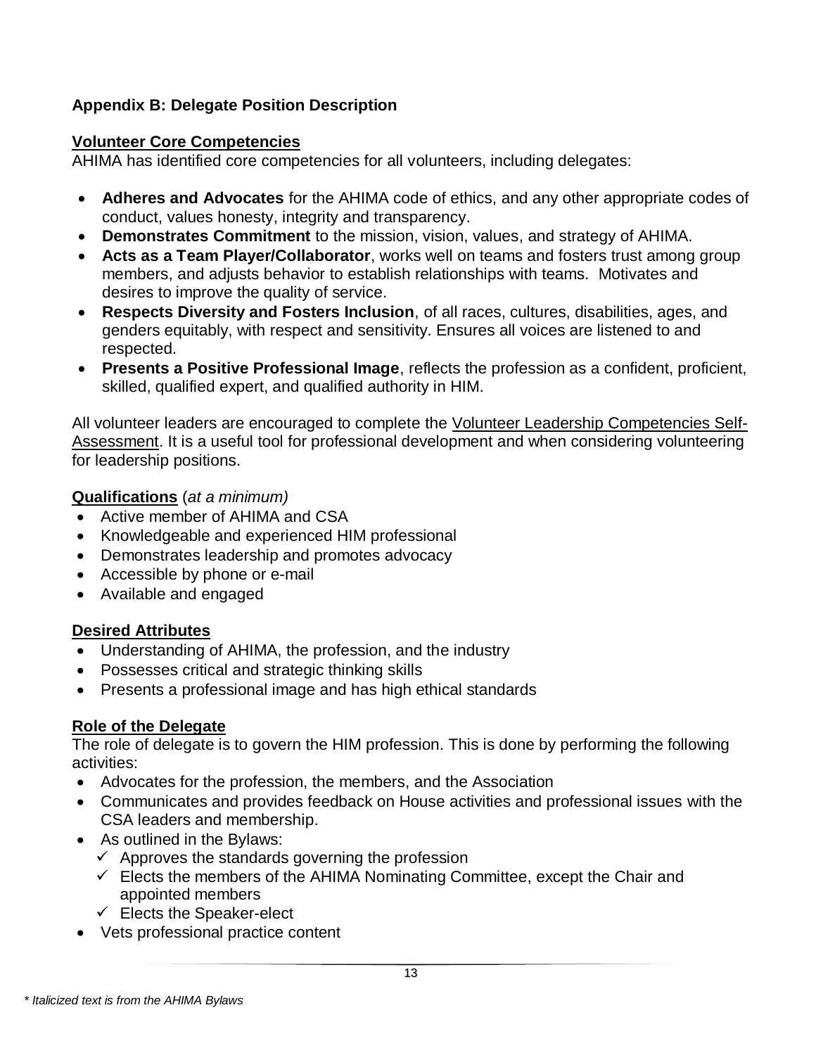## Appendix B: Delegate Position Description

### Volunteer Core Competencies

AHIMA has identified core competencies for all volunteers, including delegates:

- **Adheres and Advocates** for the AHIMA code of ethics, and any other appropriate codes of conduct, values honesty, integrity and transparency.
- **Demonstrates Commitment** to the mission, vision, values, and strategy of AHIMA.
- **Acts as a Team Player/Collaborator**, works well on teams and fosters trust among group members, and adjusts behavior to establish relationships with teams. Motivates and desires to improve the quality of service.
- **Respects Diversity and Fosters Inclusion**, of all races, cultures, disabilities, ages, and genders equitably, with respect and sensitivity. Ensures all voices are listened to and respected.
- **Presents a Positive Professional Image**, reflects the profession as a confident, proficient, skilled, qualified expert, and qualified authority in HIM.

All volunteer leaders are encouraged to complete the Volunteer Leadership Competencies Self-Assessment. It is a useful tool for professional development and when considering volunteering for leadership positions.

### Qualifications (*at a minimum)*

- Active member of AHIMA and CSA
- Knowledgeable and experienced HIM professional
- Demonstrates leadership and promotes advocacy
- Accessible by phone or e-mail
- Available and engaged

### Desired Attributes

- Understanding of AHIMA, the profession, and the industry
- Possesses critical and strategic thinking skills
- Presents a professional image and has high ethical standards

### Role of the Delegate

The role of delegate is to govern the HIM profession. This is done by performing the following activities:

- Advocates for the profession, the members, and the Association
- Communicates and provides feedback on House activities and professional issues with the CSA leaders and membership.
- As outlined in the Bylaws:
  - ✓ Approves the standards governing the profession
  - ✓ Elects the members of the AHIMA Nominating Committee, except the Chair and appointed members
  - ✓ Elects the Speaker-elect
- Vets professional practice content

*\* Italicized text is from the AHIMA Bylaws*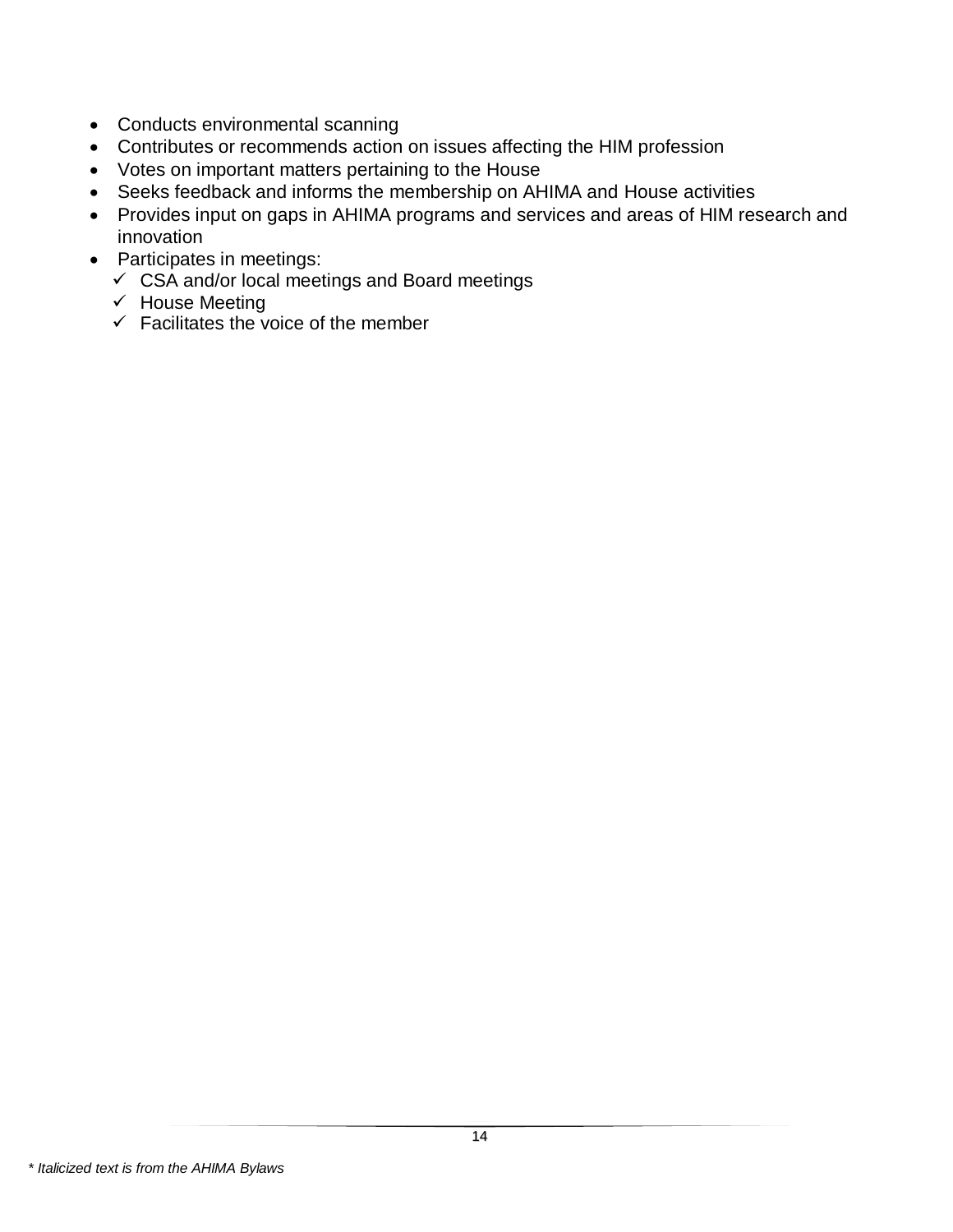- Conducts environmental scanning
- Contributes or recommends action on issues affecting the HIM profession
- Votes on important matters pertaining to the House
- Seeks feedback and informs the membership on AHIMA and House activities
- Provides input on gaps in AHIMA programs and services and areas of HIM research and innovation
- Participates in meetings:
  - ✓ CSA and/or local meetings and Board meetings
  - ✓ House Meeting
  - ✓ Facilitates the voice of the member

*\* Italicized text is from the AHIMA Bylaws*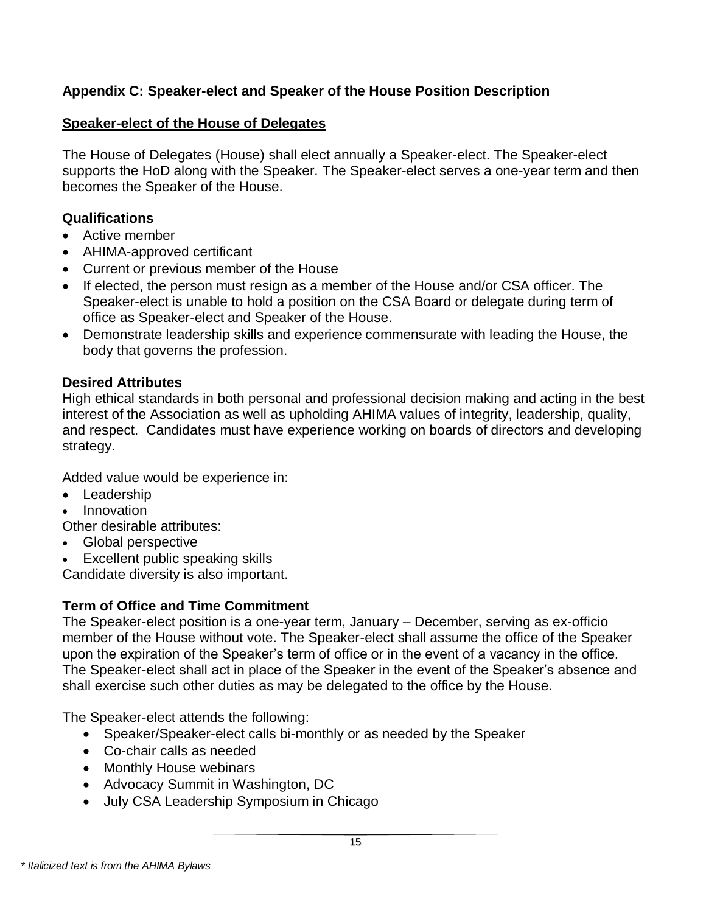## Appendix C: Speaker-elect and Speaker of the House Position Description

### Speaker-elect of the House of Delegates

The House of Delegates (House) shall elect annually a Speaker-elect. The Speaker-elect supports the HoD along with the Speaker. The Speaker-elect serves a one-year term and then becomes the Speaker of the House.

### Qualifications

- Active member
- AHIMA-approved certificant
- Current or previous member of the House
- If elected, the person must resign as a member of the House and/or CSA officer. The Speaker-elect is unable to hold a position on the CSA Board or delegate during term of office as Speaker-elect and Speaker of the House.
- Demonstrate leadership skills and experience commensurate with leading the House, the body that governs the profession.

### Desired Attributes

High ethical standards in both personal and professional decision making and acting in the best interest of the Association as well as upholding AHIMA values of integrity, leadership, quality, and respect. Candidates must have experience working on boards of directors and developing strategy.

Added value would be experience in:

- Leadership
- Innovation

Other desirable attributes:

- Global perspective
- Excellent public speaking skills

Candidate diversity is also important.

### Term of Office and Time Commitment

The Speaker-elect position is a one-year term, January – December, serving as ex-officio member of the House without vote. The Speaker-elect shall assume the office of the Speaker upon the expiration of the Speaker's term of office or in the event of a vacancy in the office. The Speaker-elect shall act in place of the Speaker in the event of the Speaker's absence and shall exercise such other duties as may be delegated to the office by the House.

The Speaker-elect attends the following:

- Speaker/Speaker-elect calls bi-monthly or as needed by the Speaker
- Co-chair calls as needed
- Monthly House webinars
- Advocacy Summit in Washington, DC
- July CSA Leadership Symposium in Chicago

*\* Italicized text is from the AHIMA Bylaws*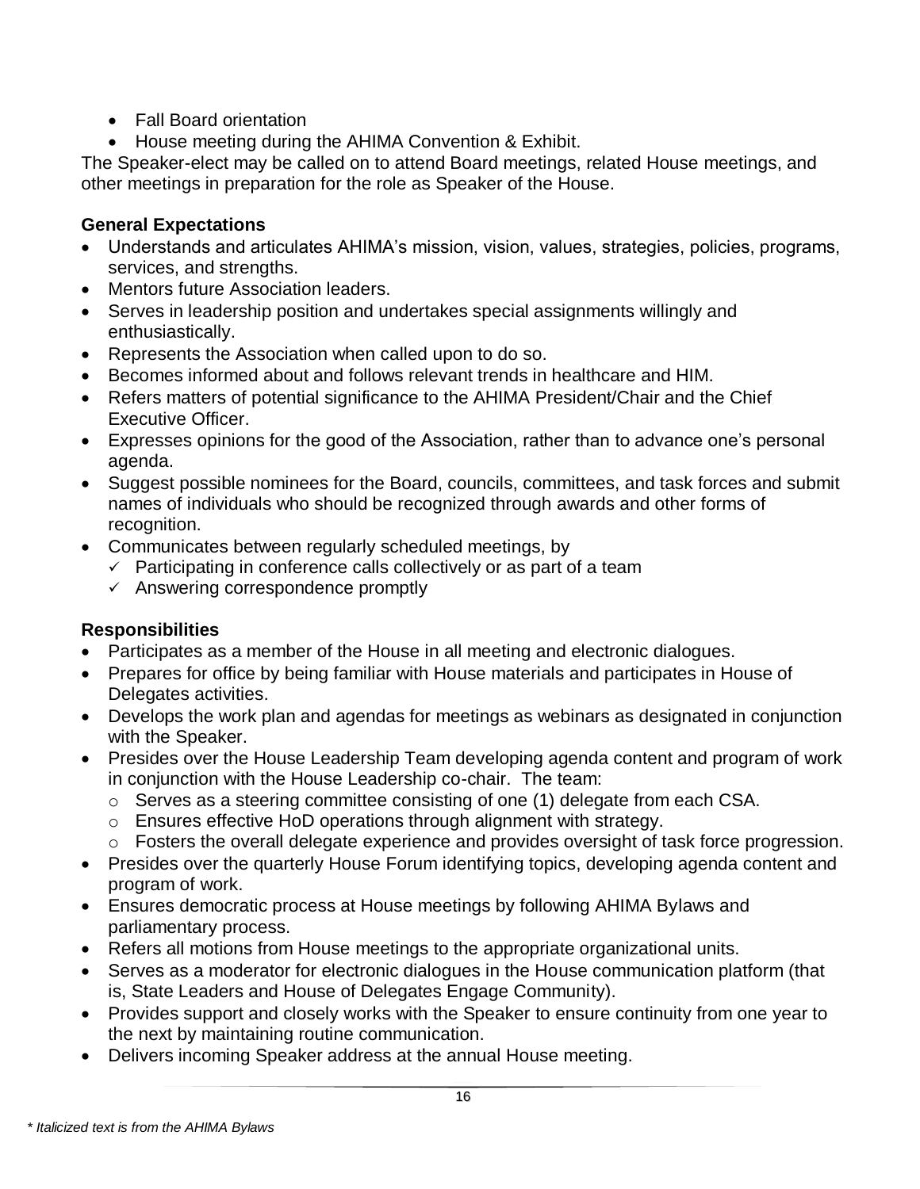- Fall Board orientation
- House meeting during the AHIMA Convention & Exhibit.

The Speaker-elect may be called on to attend Board meetings, related House meetings, and other meetings in preparation for the role as Speaker of the House.

**General Expectations**

- Understands and articulates AHIMA's mission, vision, values, strategies, policies, programs, services, and strengths.
- Mentors future Association leaders.
- Serves in leadership position and undertakes special assignments willingly and enthusiastically.
- Represents the Association when called upon to do so.
- Becomes informed about and follows relevant trends in healthcare and HIM.
- Refers matters of potential significance to the AHIMA President/Chair and the Chief Executive Officer.
- Expresses opinions for the good of the Association, rather than to advance one's personal agenda.
- Suggest possible nominees for the Board, councils, committees, and task forces and submit names of individuals who should be recognized through awards and other forms of recognition.
- Communicates between regularly scheduled meetings, by
  - ✓ Participating in conference calls collectively or as part of a team
  - ✓ Answering correspondence promptly

**Responsibilities**

- Participates as a member of the House in all meeting and electronic dialogues.
- Prepares for office by being familiar with House materials and participates in House of Delegates activities.
- Develops the work plan and agendas for meetings as webinars as designated in conjunction with the Speaker.
- Presides over the House Leadership Team developing agenda content and program of work in conjunction with the House Leadership co-chair. The team:
  - Serves as a steering committee consisting of one (1) delegate from each CSA.
  - Ensures effective HoD operations through alignment with strategy.
  - Fosters the overall delegate experience and provides oversight of task force progression.
- Presides over the quarterly House Forum identifying topics, developing agenda content and program of work.
- Ensures democratic process at House meetings by following AHIMA Bylaws and parliamentary process.
- Refers all motions from House meetings to the appropriate organizational units.
- Serves as a moderator for electronic dialogues in the House communication platform (that is, State Leaders and House of Delegates Engage Community).
- Provides support and closely works with the Speaker to ensure continuity from one year to the next by maintaining routine communication.
- Delivers incoming Speaker address at the annual House meeting.

*\* Italicized text is from the AHIMA Bylaws*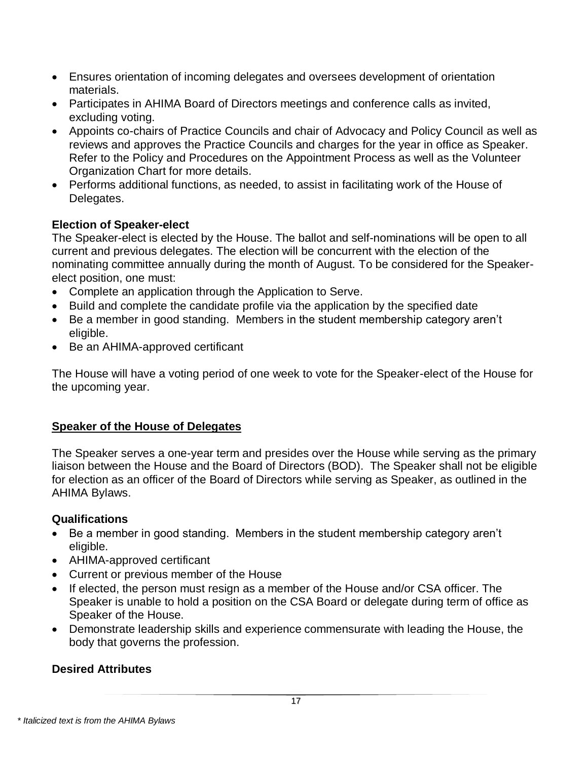- Ensures orientation of incoming delegates and oversees development of orientation materials.
- Participates in AHIMA Board of Directors meetings and conference calls as invited, excluding voting.
- Appoints co-chairs of Practice Councils and chair of Advocacy and Policy Council as well as reviews and approves the Practice Councils and charges for the year in office as Speaker. Refer to the Policy and Procedures on the Appointment Process as well as the Volunteer Organization Chart for more details.
- Performs additional functions, as needed, to assist in facilitating work of the House of Delegates.

**Election of Speaker-elect**

The Speaker-elect is elected by the House. The ballot and self-nominations will be open to all current and previous delegates. The election will be concurrent with the election of the nominating committee annually during the month of August. To be considered for the Speaker-elect position, one must:

- Complete an application through the Application to Serve.
- Build and complete the candidate profile via the application by the specified date
- Be a member in good standing. Members in the student membership category aren't eligible.
- Be an AHIMA-approved certificant

The House will have a voting period of one week to vote for the Speaker-elect of the House for the upcoming year.

## Speaker of the House of Delegates

The Speaker serves a one-year term and presides over the House while serving as the primary liaison between the House and the Board of Directors (BOD). The Speaker shall not be eligible for election as an officer of the Board of Directors while serving as Speaker, as outlined in the AHIMA Bylaws.

**Qualifications**

- Be a member in good standing. Members in the student membership category aren't eligible.
- AHIMA-approved certificant
- Current or previous member of the House
- If elected, the person must resign as a member of the House and/or CSA officer. The Speaker is unable to hold a position on the CSA Board or delegate during term of office as Speaker of the House.
- Demonstrate leadership skills and experience commensurate with leading the House, the body that governs the profession.

**Desired Attributes**

*\* Italicized text is from the AHIMA Bylaws*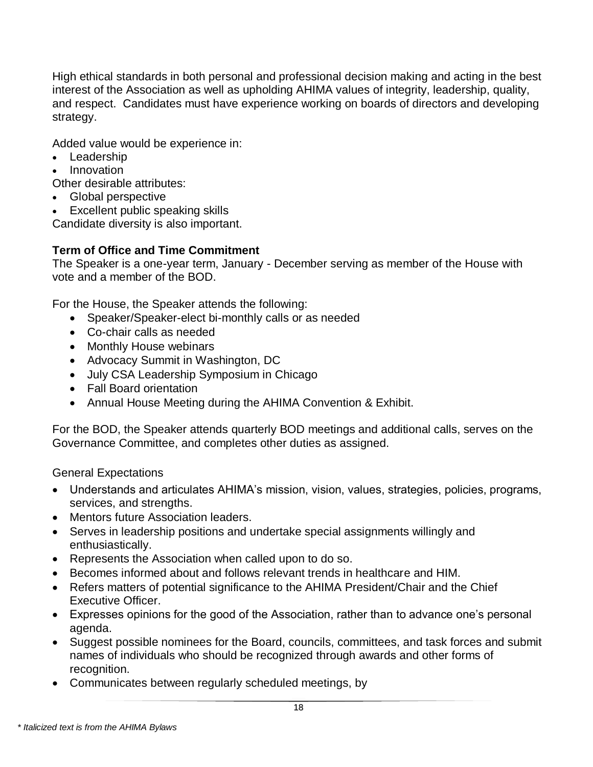High ethical standards in both personal and professional decision making and acting in the best interest of the Association as well as upholding AHIMA values of integrity, leadership, quality, and respect. Candidates must have experience working on boards of directors and developing strategy.

Added value would be experience in:

- Leadership
- Innovation

Other desirable attributes:

- Global perspective
- Excellent public speaking skills

Candidate diversity is also important.

**Term of Office and Time Commitment**

The Speaker is a one-year term, January - December serving as member of the House with vote and a member of the BOD.

For the House, the Speaker attends the following:

- Speaker/Speaker-elect bi-monthly calls or as needed
- Co-chair calls as needed
- Monthly House webinars
- Advocacy Summit in Washington, DC
- July CSA Leadership Symposium in Chicago
- Fall Board orientation
- Annual House Meeting during the AHIMA Convention & Exhibit.

For the BOD, the Speaker attends quarterly BOD meetings and additional calls, serves on the Governance Committee, and completes other duties as assigned.

General Expectations

- Understands and articulates AHIMA's mission, vision, values, strategies, policies, programs, services, and strengths.
- Mentors future Association leaders.
- Serves in leadership positions and undertake special assignments willingly and enthusiastically.
- Represents the Association when called upon to do so.
- Becomes informed about and follows relevant trends in healthcare and HIM.
- Refers matters of potential significance to the AHIMA President/Chair and the Chief Executive Officer.
- Expresses opinions for the good of the Association, rather than to advance one's personal agenda.
- Suggest possible nominees for the Board, councils, committees, and task forces and submit names of individuals who should be recognized through awards and other forms of recognition.
- Communicates between regularly scheduled meetings, by

*\* Italicized text is from the AHIMA Bylaws*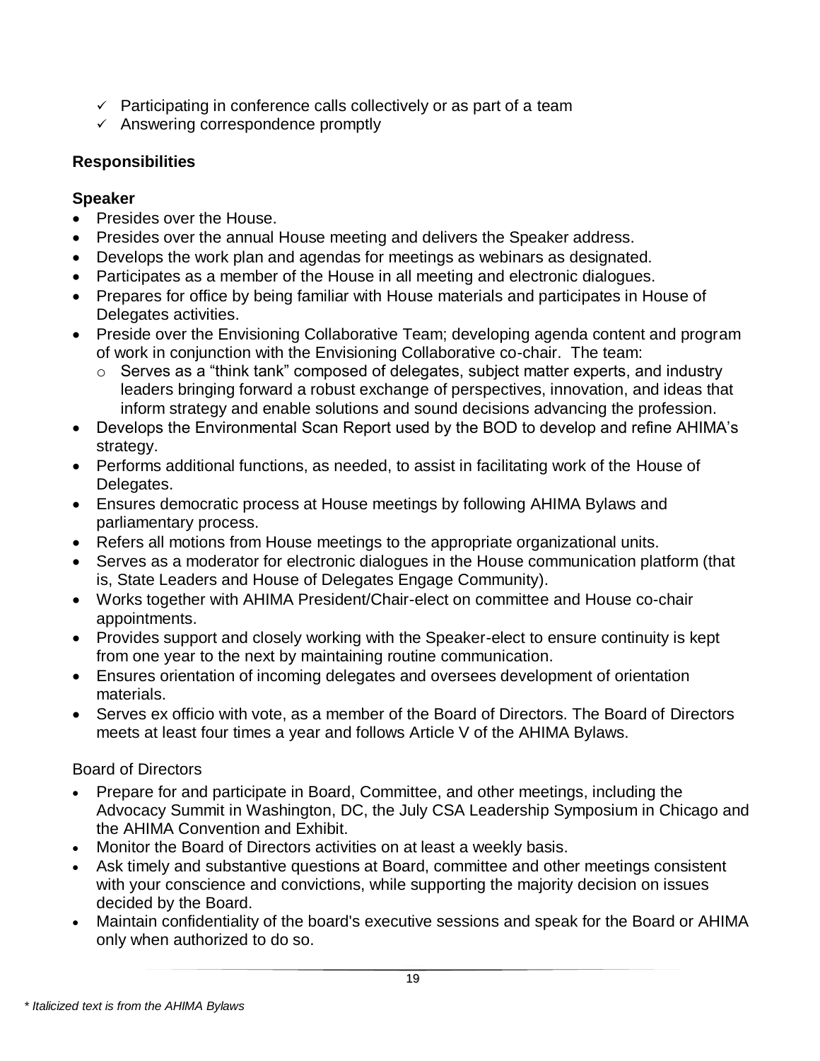- ✓ Participating in conference calls collectively or as part of a team
- ✓ Answering correspondence promptly

### Responsibilities

#### Speaker

- Presides over the House.
- Presides over the annual House meeting and delivers the Speaker address.
- Develops the work plan and agendas for meetings as webinars as designated.
- Participates as a member of the House in all meeting and electronic dialogues.
- Prepares for office by being familiar with House materials and participates in House of Delegates activities.
- Preside over the Envisioning Collaborative Team; developing agenda content and program of work in conjunction with the Envisioning Collaborative co-chair. The team:
  - Serves as a "think tank" composed of delegates, subject matter experts, and industry leaders bringing forward a robust exchange of perspectives, innovation, and ideas that inform strategy and enable solutions and sound decisions advancing the profession.
- Develops the Environmental Scan Report used by the BOD to develop and refine AHIMA's strategy.
- Performs additional functions, as needed, to assist in facilitating work of the House of Delegates.
- Ensures democratic process at House meetings by following AHIMA Bylaws and parliamentary process.
- Refers all motions from House meetings to the appropriate organizational units.
- Serves as a moderator for electronic dialogues in the House communication platform (that is, State Leaders and House of Delegates Engage Community).
- Works together with AHIMA President/Chair-elect on committee and House co-chair appointments.
- Provides support and closely working with the Speaker-elect to ensure continuity is kept from one year to the next by maintaining routine communication.
- Ensures orientation of incoming delegates and oversees development of orientation materials.
- Serves ex officio with vote, as a member of the Board of Directors. The Board of Directors meets at least four times a year and follows Article V of the AHIMA Bylaws.

Board of Directors

- Prepare for and participate in Board, Committee, and other meetings, including the Advocacy Summit in Washington, DC, the July CSA Leadership Symposium in Chicago and the AHIMA Convention and Exhibit.
- Monitor the Board of Directors activities on at least a weekly basis.
- Ask timely and substantive questions at Board, committee and other meetings consistent with your conscience and convictions, while supporting the majority decision on issues decided by the Board.
- Maintain confidentiality of the board's executive sessions and speak for the Board or AHIMA only when authorized to do so.

*\* Italicized text is from the AHIMA Bylaws*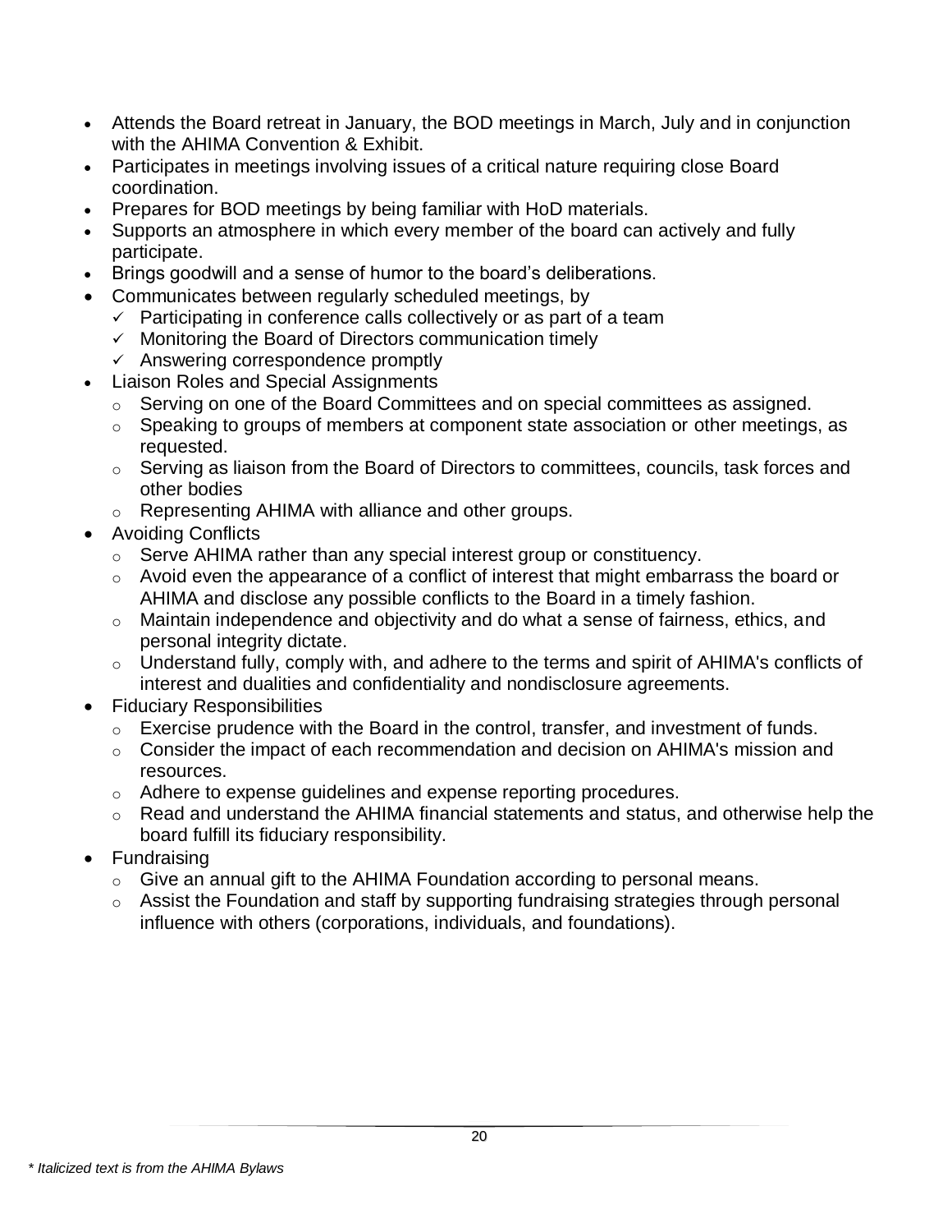- Attends the Board retreat in January, the BOD meetings in March, July and in conjunction with the AHIMA Convention & Exhibit.
- Participates in meetings involving issues of a critical nature requiring close Board coordination.
- Prepares for BOD meetings by being familiar with HoD materials.
- Supports an atmosphere in which every member of the board can actively and fully participate.
- Brings goodwill and a sense of humor to the board's deliberations.
- Communicates between regularly scheduled meetings, by
  - ✓ Participating in conference calls collectively or as part of a team
  - ✓ Monitoring the Board of Directors communication timely
  - ✓ Answering correspondence promptly
- Liaison Roles and Special Assignments
  - Serving on one of the Board Committees and on special committees as assigned.
  - Speaking to groups of members at component state association or other meetings, as requested.
  - Serving as liaison from the Board of Directors to committees, councils, task forces and other bodies
  - Representing AHIMA with alliance and other groups.
- Avoiding Conflicts
  - Serve AHIMA rather than any special interest group or constituency.
  - Avoid even the appearance of a conflict of interest that might embarrass the board or AHIMA and disclose any possible conflicts to the Board in a timely fashion.
  - Maintain independence and objectivity and do what a sense of fairness, ethics, and personal integrity dictate.
  - Understand fully, comply with, and adhere to the terms and spirit of AHIMA's conflicts of interest and dualities and confidentiality and nondisclosure agreements.
- Fiduciary Responsibilities
  - Exercise prudence with the Board in the control, transfer, and investment of funds.
  - Consider the impact of each recommendation and decision on AHIMA's mission and resources.
  - Adhere to expense guidelines and expense reporting procedures.
  - Read and understand the AHIMA financial statements and status, and otherwise help the board fulfill its fiduciary responsibility.
- Fundraising
  - Give an annual gift to the AHIMA Foundation according to personal means.
  - Assist the Foundation and staff by supporting fundraising strategies through personal influence with others (corporations, individuals, and foundations).

*\* Italicized text is from the AHIMA Bylaws*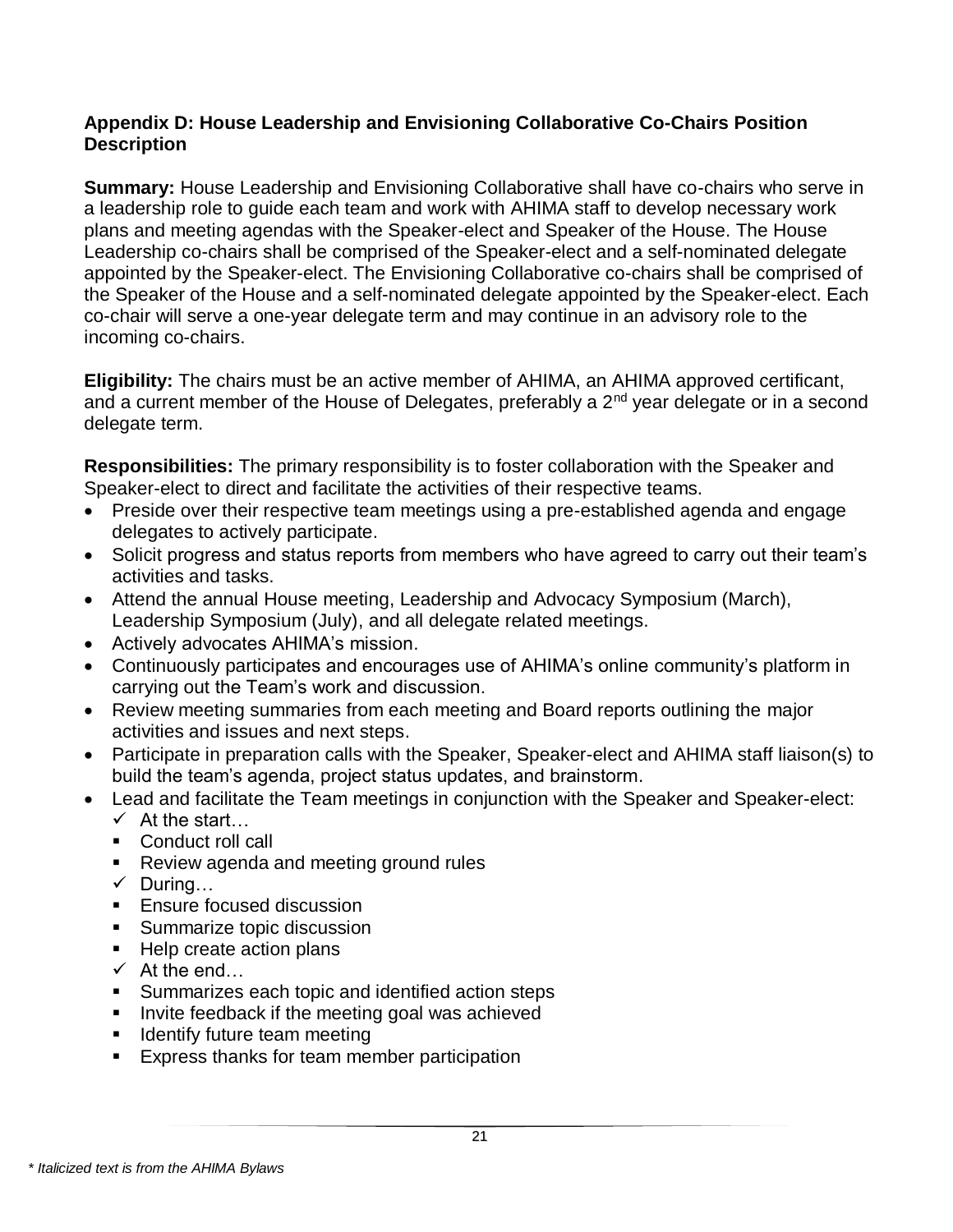### Appendix D: House Leadership and Envisioning Collaborative Co-Chairs Position Description

**Summary:** House Leadership and Envisioning Collaborative shall have co-chairs who serve in a leadership role to guide each team and work with AHIMA staff to develop necessary work plans and meeting agendas with the Speaker-elect and Speaker of the House. The House Leadership co-chairs shall be comprised of the Speaker-elect and a self-nominated delegate appointed by the Speaker-elect. The Envisioning Collaborative co-chairs shall be comprised of the Speaker of the House and a self-nominated delegate appointed by the Speaker-elect. Each co-chair will serve a one-year delegate term and may continue in an advisory role to the incoming co-chairs.

**Eligibility:** The chairs must be an active member of AHIMA, an AHIMA approved certificant, and a current member of the House of Delegates, preferably a 2nd year delegate or in a second delegate term.

**Responsibilities:** The primary responsibility is to foster collaboration with the Speaker and Speaker-elect to direct and facilitate the activities of their respective teams.

- Preside over their respective team meetings using a pre-established agenda and engage delegates to actively participate.
- Solicit progress and status reports from members who have agreed to carry out their team's activities and tasks.
- Attend the annual House meeting, Leadership and Advocacy Symposium (March), Leadership Symposium (July), and all delegate related meetings.
- Actively advocates AHIMA's mission.
- Continuously participates and encourages use of AHIMA's online community's platform in carrying out the Team's work and discussion.
- Review meeting summaries from each meeting and Board reports outlining the major activities and issues and next steps.
- Participate in preparation calls with the Speaker, Speaker-elect and AHIMA staff liaison(s) to build the team's agenda, project status updates, and brainstorm.
- Lead and facilitate the Team meetings in conjunction with the Speaker and Speaker-elect:
  - ✓ At the start…
    - Conduct roll call
    - Review agenda and meeting ground rules
  - ✓ During…
    - Ensure focused discussion
    - Summarize topic discussion
    - Help create action plans
  - ✓ At the end…
    - Summarizes each topic and identified action steps
    - Invite feedback if the meeting goal was achieved
    - Identify future team meeting
    - Express thanks for team member participation

*\* Italicized text is from the AHIMA Bylaws*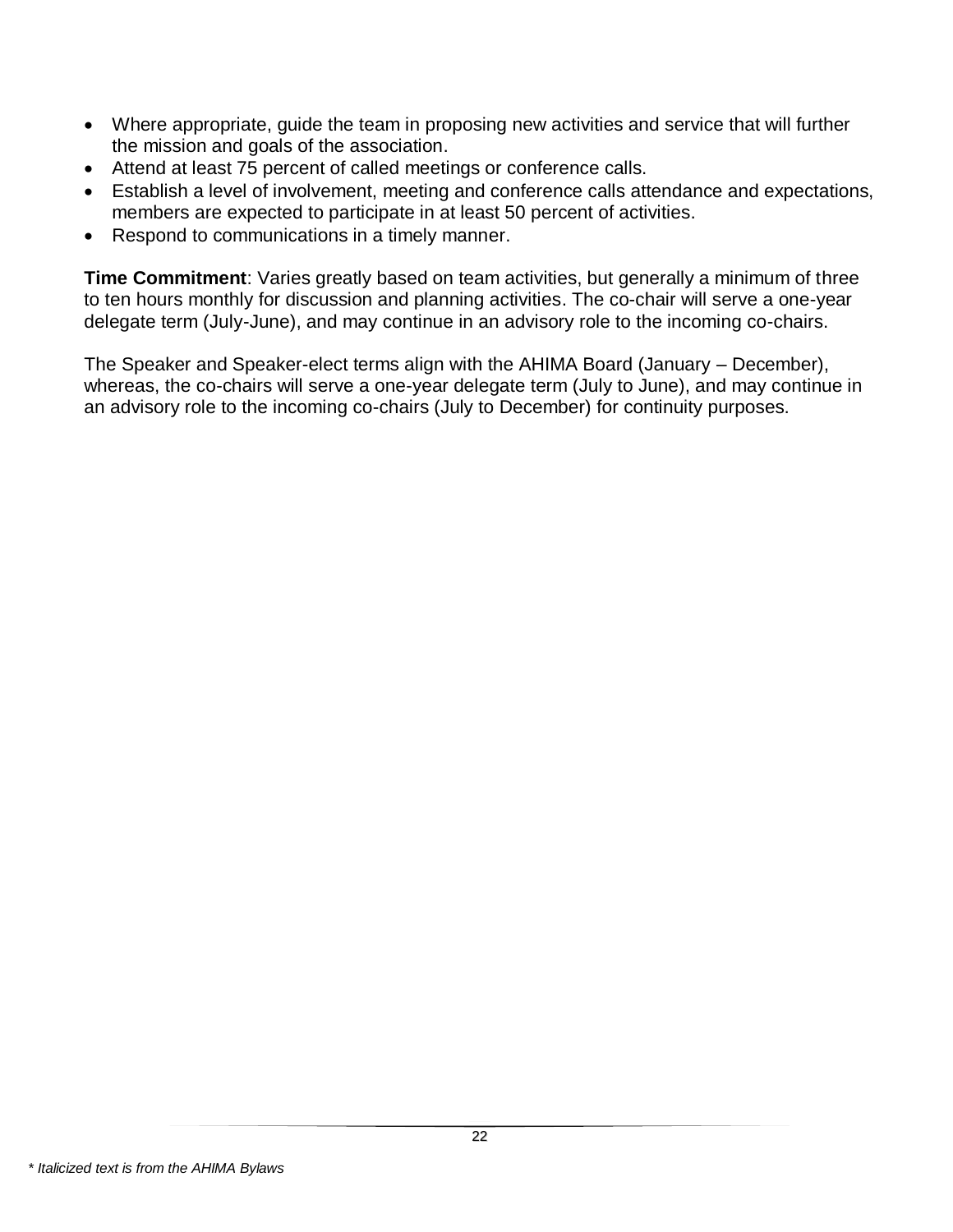- Where appropriate, guide the team in proposing new activities and service that will further the mission and goals of the association.
- Attend at least 75 percent of called meetings or conference calls.
- Establish a level of involvement, meeting and conference calls attendance and expectations, members are expected to participate in at least 50 percent of activities.
- Respond to communications in a timely manner.

**Time Commitment**: Varies greatly based on team activities, but generally a minimum of three to ten hours monthly for discussion and planning activities. The co-chair will serve a one-year delegate term (July-June), and may continue in an advisory role to the incoming co-chairs.

The Speaker and Speaker-elect terms align with the AHIMA Board (January – December), whereas, the co-chairs will serve a one-year delegate term (July to June), and may continue in an advisory role to the incoming co-chairs (July to December) for continuity purposes.

*\* Italicized text is from the AHIMA Bylaws*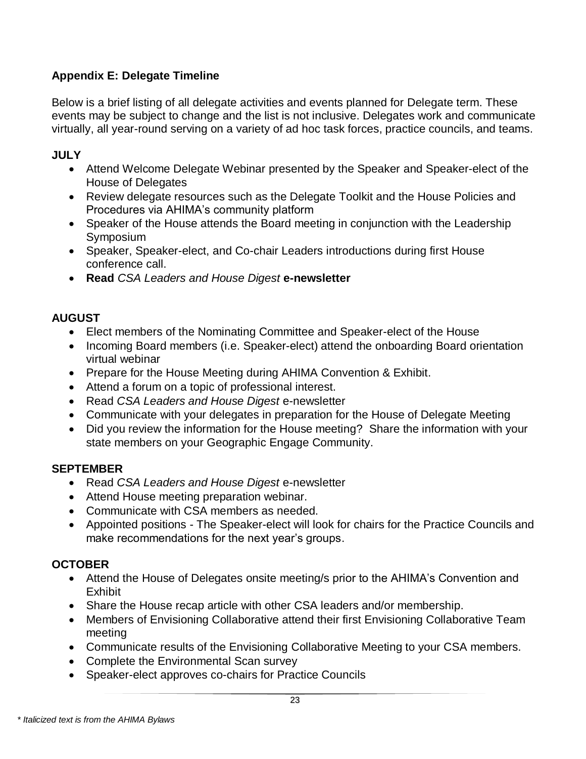## Appendix E: Delegate Timeline

Below is a brief listing of all delegate activities and events planned for Delegate term. These events may be subject to change and the list is not inclusive. Delegates work and communicate virtually, all year-round serving on a variety of ad hoc task forces, practice councils, and teams.

### JULY

- Attend Welcome Delegate Webinar presented by the Speaker and Speaker-elect of the House of Delegates
- Review delegate resources such as the Delegate Toolkit and the House Policies and Procedures via AHIMA's community platform
- Speaker of the House attends the Board meeting in conjunction with the Leadership Symposium
- Speaker, Speaker-elect, and Co-chair Leaders introductions during first House conference call.
- **Read** ***CSA Leaders and House Digest*** **e-newsletter**

### AUGUST

- Elect members of the Nominating Committee and Speaker-elect of the House
- Incoming Board members (i.e. Speaker-elect) attend the onboarding Board orientation virtual webinar
- Prepare for the House Meeting during AHIMA Convention & Exhibit.
- Attend a forum on a topic of professional interest.
- Read *CSA Leaders and House Digest* e-newsletter
- Communicate with your delegates in preparation for the House of Delegate Meeting
- Did you review the information for the House meeting? Share the information with your state members on your Geographic Engage Community.

### SEPTEMBER

- Read *CSA Leaders and House Digest* e-newsletter
- Attend House meeting preparation webinar.
- Communicate with CSA members as needed.
- Appointed positions - The Speaker-elect will look for chairs for the Practice Councils and make recommendations for the next year's groups.

### OCTOBER

- Attend the House of Delegates onsite meeting/s prior to the AHIMA's Convention and Exhibit
- Share the House recap article with other CSA leaders and/or membership.
- Members of Envisioning Collaborative attend their first Envisioning Collaborative Team meeting
- Communicate results of the Envisioning Collaborative Meeting to your CSA members.
- Complete the Environmental Scan survey
- Speaker-elect approves co-chairs for Practice Councils

*\* Italicized text is from the AHIMA Bylaws*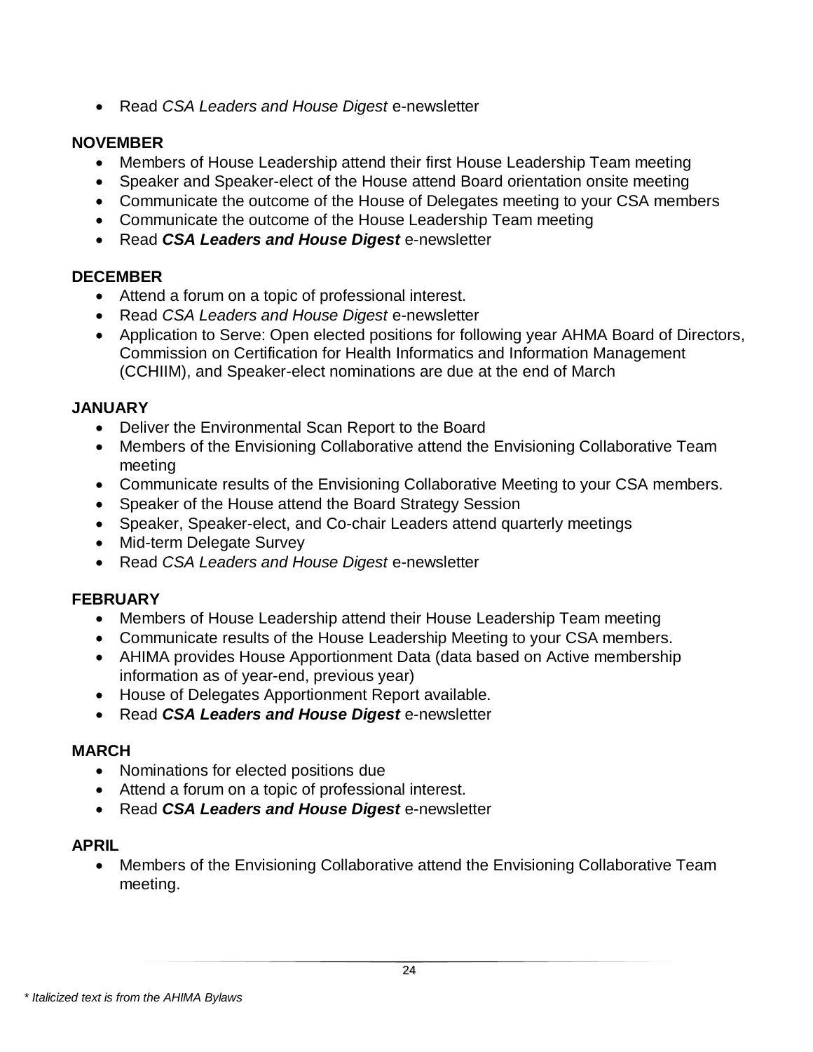- Read *CSA Leaders and House Digest* e-newsletter

**NOVEMBER**

- Members of House Leadership attend their first House Leadership Team meeting
- Speaker and Speaker-elect of the House attend Board orientation onsite meeting
- Communicate the outcome of the House of Delegates meeting to your CSA members
- Communicate the outcome of the House Leadership Team meeting
- Read ***CSA Leaders and House Digest*** e-newsletter

**DECEMBER**

- Attend a forum on a topic of professional interest.
- Read *CSA Leaders and House Digest* e-newsletter
- Application to Serve: Open elected positions for following year AHMA Board of Directors, Commission on Certification for Health Informatics and Information Management (CCHIIM), and Speaker-elect nominations are due at the end of March

**JANUARY**

- Deliver the Environmental Scan Report to the Board
- Members of the Envisioning Collaborative attend the Envisioning Collaborative Team meeting
- Communicate results of the Envisioning Collaborative Meeting to your CSA members.
- Speaker of the House attend the Board Strategy Session
- Speaker, Speaker-elect, and Co-chair Leaders attend quarterly meetings
- Mid-term Delegate Survey
- Read *CSA Leaders and House Digest* e-newsletter

**FEBRUARY**

- Members of House Leadership attend their House Leadership Team meeting
- Communicate results of the House Leadership Meeting to your CSA members.
- AHIMA provides House Apportionment Data (data based on Active membership information as of year-end, previous year)
- House of Delegates Apportionment Report available.
- Read ***CSA Leaders and House Digest*** e-newsletter

**MARCH**

- Nominations for elected positions due
- Attend a forum on a topic of professional interest.
- Read ***CSA Leaders and House Digest*** e-newsletter

**APRIL**

- Members of the Envisioning Collaborative attend the Envisioning Collaborative Team meeting.

*\* Italicized text is from the AHIMA Bylaws*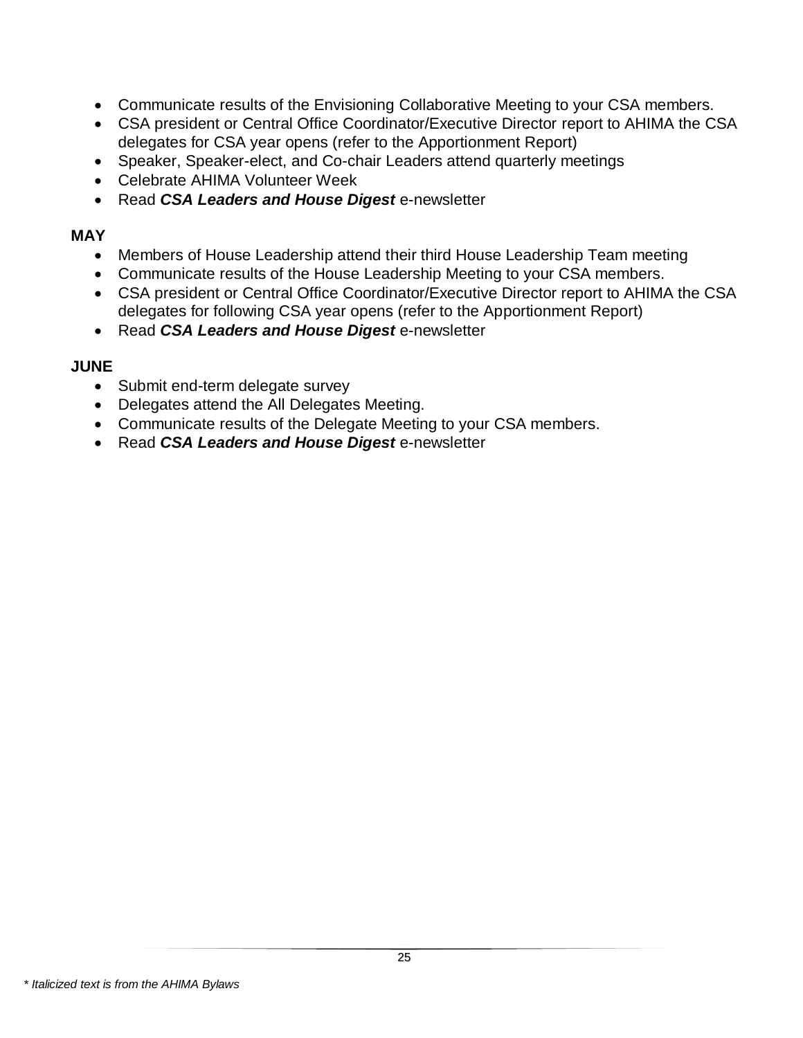- Communicate results of the Envisioning Collaborative Meeting to your CSA members.
- CSA president or Central Office Coordinator/Executive Director report to AHIMA the CSA delegates for CSA year opens (refer to the Apportionment Report)
- Speaker, Speaker-elect, and Co-chair Leaders attend quarterly meetings
- Celebrate AHIMA Volunteer Week
- Read ***CSA Leaders and House Digest*** e-newsletter

**MAY**

- Members of House Leadership attend their third House Leadership Team meeting
- Communicate results of the House Leadership Meeting to your CSA members.
- CSA president or Central Office Coordinator/Executive Director report to AHIMA the CSA delegates for following CSA year opens (refer to the Apportionment Report)
- Read ***CSA Leaders and House Digest*** e-newsletter

**JUNE**

- Submit end-term delegate survey
- Delegates attend the All Delegates Meeting.
- Communicate results of the Delegate Meeting to your CSA members.
- Read ***CSA Leaders and House Digest*** e-newsletter

*\* Italicized text is from the AHIMA Bylaws*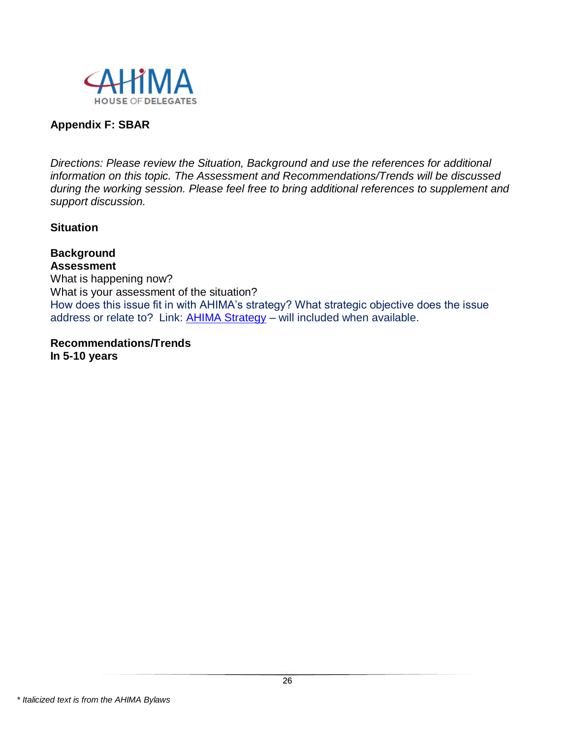**Appendix F: SBAR**

*Directions: Please review the Situation, Background and use the references for additional information on this topic. The Assessment and Recommendations/Trends will be discussed during the working session. Please feel free to bring additional references to supplement and support discussion.*

**Situation**

**Background**

**Assessment**

What is happening now?

What is your assessment of the situation?

How does this issue fit in with AHIMA's strategy? What strategic objective does the issue address or relate to? Link: [AHIMA Strategy]() – will included when available.

**Recommendations/Trends**

**In 5-10 years**

*\* Italicized text is from the AHIMA Bylaws*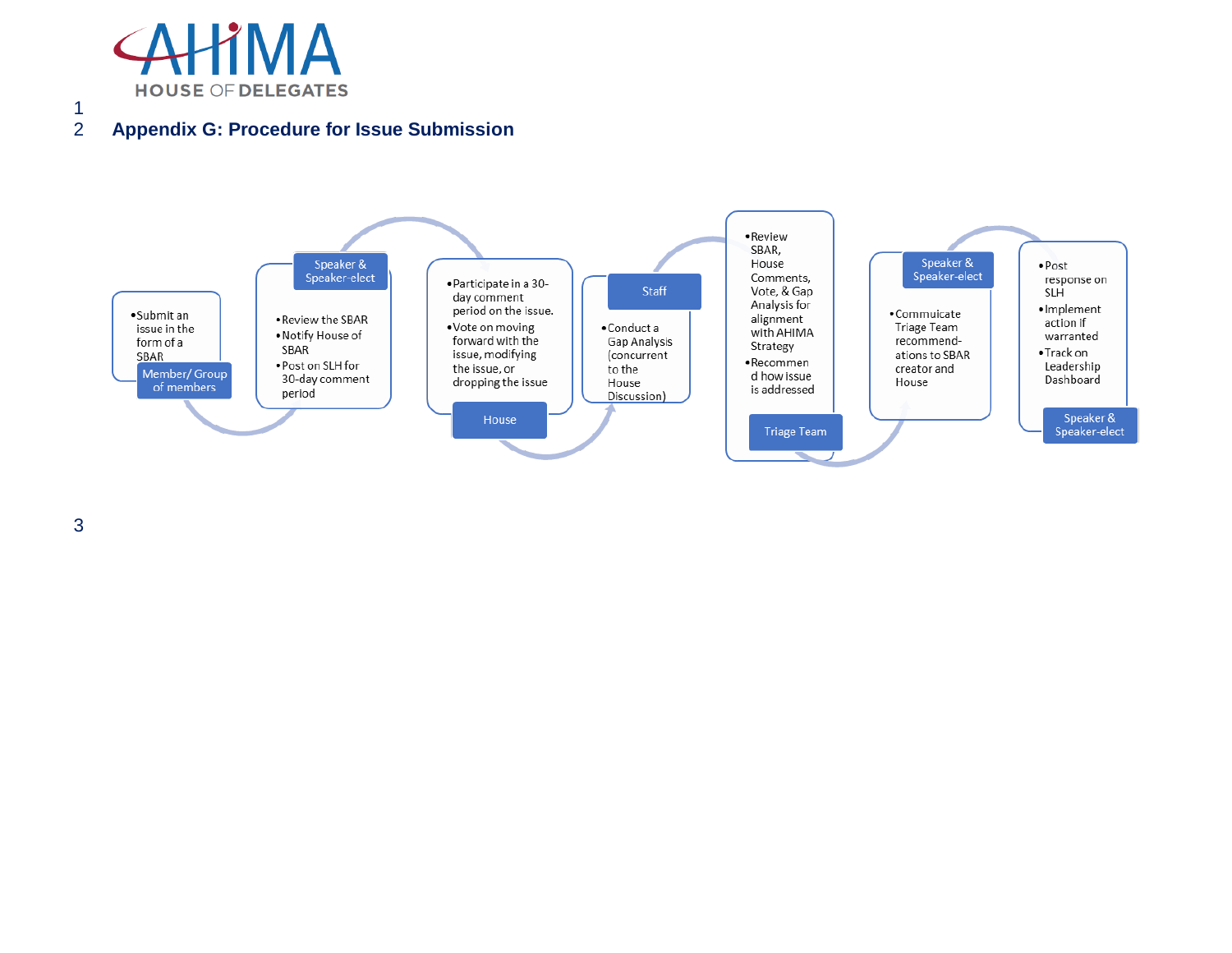AHIMA HOUSE OF DELEGATES

## Appendix G: Procedure for Issue Submission

Member/ Group of members
- Submit an issue in the form of a SBAR

Speaker & Speaker-elect
- Review the SBAR
- Notify House of SBAR
- Post on SLH for 30-day comment period

House
- Participate in a 30-day comment period on the issue.
- Vote on moving forward with the issue, modifying the issue, or dropping the issue

Staff
- Conduct a Gap Analysis (concurrent to the House Discussion)

Triage Team
- Review SBAR, House Comments, Vote, & Gap Analysis for alignment with AHIMA Strategy
- Recommend how issue is addressed

Speaker & Speaker-elect
- Commuicate Triage Team recommend-ations to SBAR creator and House

Speaker & Speaker-elect
- Post response on SLH
- Implement action if warranted
- Track on Leadership Dashboard